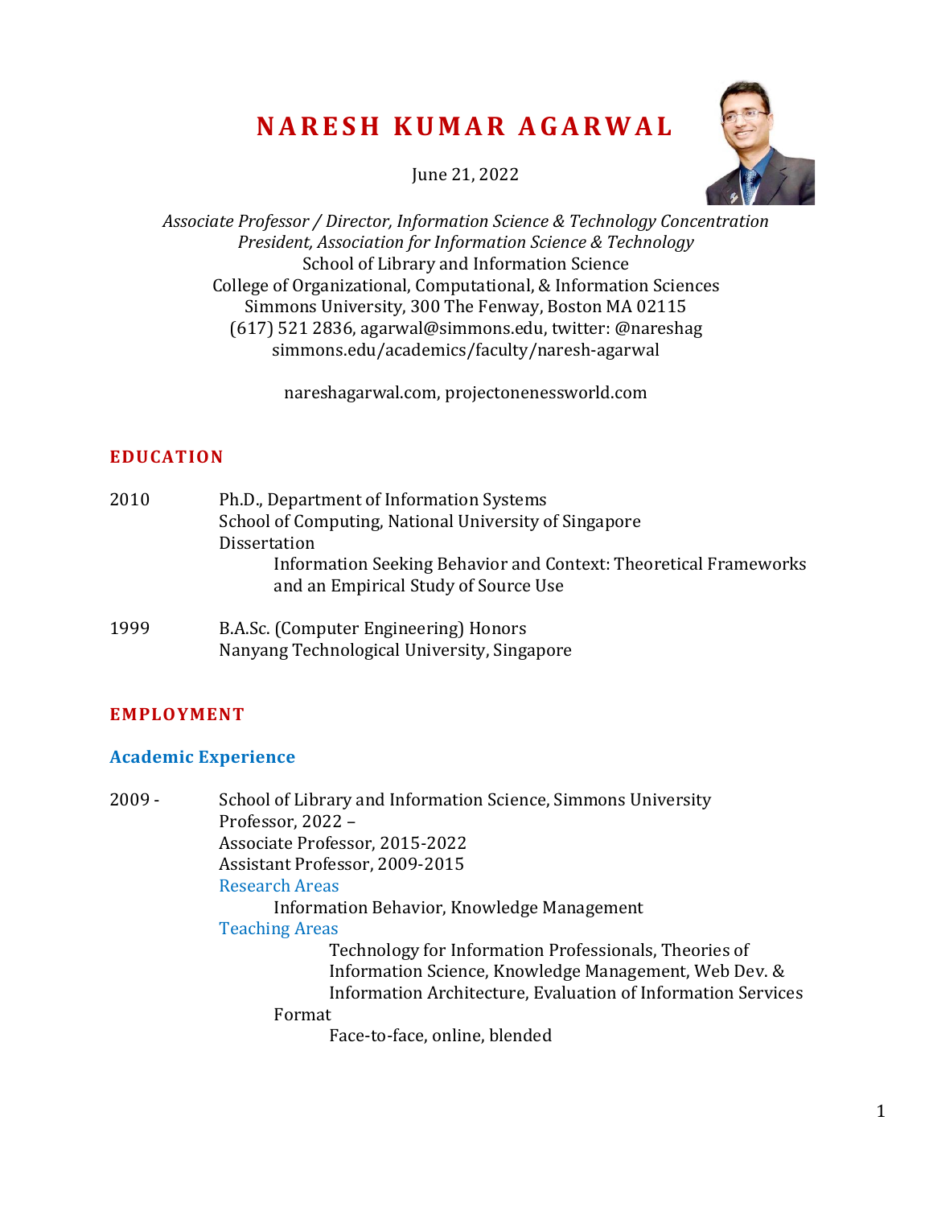# NARESH KUMAR AGARWAL

June 21, 2022

*Associate Professor / Director, Information Science & Technology Concentration*
*President, Association for Information Science & Technology*
School of Library and Information Science
College of Organizational, Computational, & Information Sciences
Simmons University, 300 The Fenway, Boston MA 02115
(617) 521 2836, agarwal@simmons.edu, twitter: @nareshag
simmons.edu/academics/faculty/naresh-agarwal

nareshagarwal.com, projectonenessworld.com

## EDUCATION

2010 Ph.D., Department of Information Systems
School of Computing, National University of Singapore
Dissertation
Information Seeking Behavior and Context: Theoretical Frameworks and an Empirical Study of Source Use

1999 B.A.Sc. (Computer Engineering) Honors
Nanyang Technological University, Singapore

## EMPLOYMENT

### Academic Experience

2009 - School of Library and Information Science, Simmons University
Professor, 2022 –
Associate Professor, 2015-2022
Assistant Professor, 2009-2015

Research Areas
Information Behavior, Knowledge Management

Teaching Areas
Technology for Information Professionals, Theories of Information Science, Knowledge Management, Web Dev. & Information Architecture, Evaluation of Information Services

Format
Face-to-face, online, blended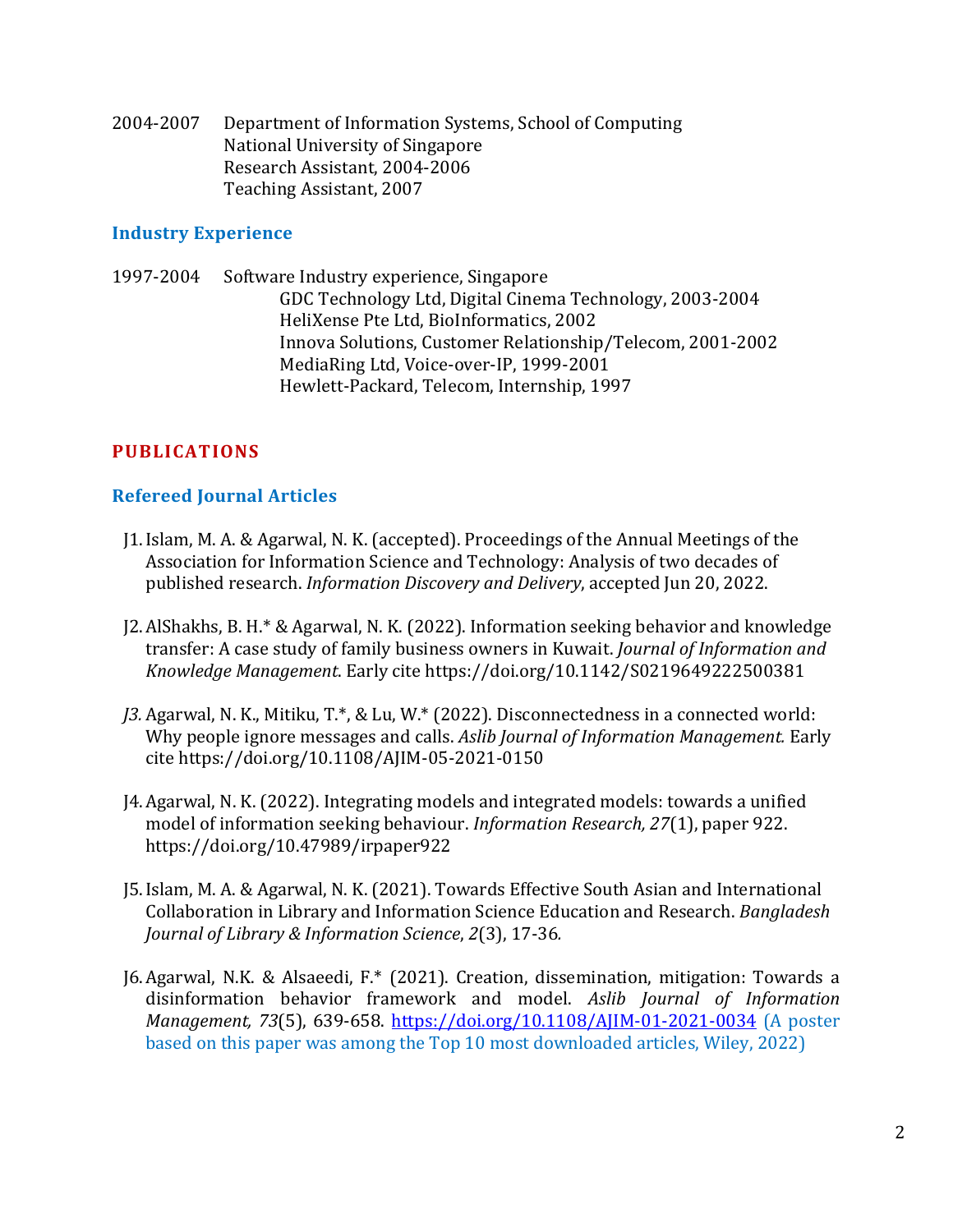2004-2007 Department of Information Systems, School of Computing
National University of Singapore
Research Assistant, 2004-2006
Teaching Assistant, 2007

### Industry Experience

1997-2004 Software Industry experience, Singapore
GDC Technology Ltd, Digital Cinema Technology, 2003-2004
HeliXense Pte Ltd, BioInformatics, 2002
Innova Solutions, Customer Relationship/Telecom, 2001-2002
MediaRing Ltd, Voice-over-IP, 1999-2001
Hewlett-Packard, Telecom, Internship, 1997

## PUBLICATIONS

### Refereed Journal Articles

J1. Islam, M. A. & Agarwal, N. K. (accepted). Proceedings of the Annual Meetings of the Association for Information Science and Technology: Analysis of two decades of published research. *Information Discovery and Delivery*, accepted Jun 20, 2022.

J2. AlShakhs, B. H.* & Agarwal, N. K. (2022). Information seeking behavior and knowledge transfer: A case study of family business owners in Kuwait. *Journal of Information and Knowledge Management*. Early cite https://doi.org/10.1142/S0219649222500381

*J3.* Agarwal, N. K., Mitiku, T.*, & Lu, W.* (2022). Disconnectedness in a connected world: Why people ignore messages and calls. *Aslib Journal of Information Management.* Early cite https://doi.org/10.1108/AJIM-05-2021-0150

J4. Agarwal, N. K. (2022). Integrating models and integrated models: towards a unified model of information seeking behaviour. *Information Research, 27*(1), paper 922. https://doi.org/10.47989/irpaper922

J5. Islam, M. A. & Agarwal, N. K. (2021). Towards Effective South Asian and International Collaboration in Library and Information Science Education and Research. *Bangladesh Journal of Library & Information Science*, *2*(3), 17-36*.*

J6. Agarwal, N.K. & Alsaeedi, F.* (2021). Creation, dissemination, mitigation: Towards a disinformation behavior framework and model. *Aslib Journal of Information Management, 73*(5), 639-658. https://doi.org/10.1108/AJIM-01-2021-0034 (A poster based on this paper was among the Top 10 most downloaded articles, Wiley, 2022)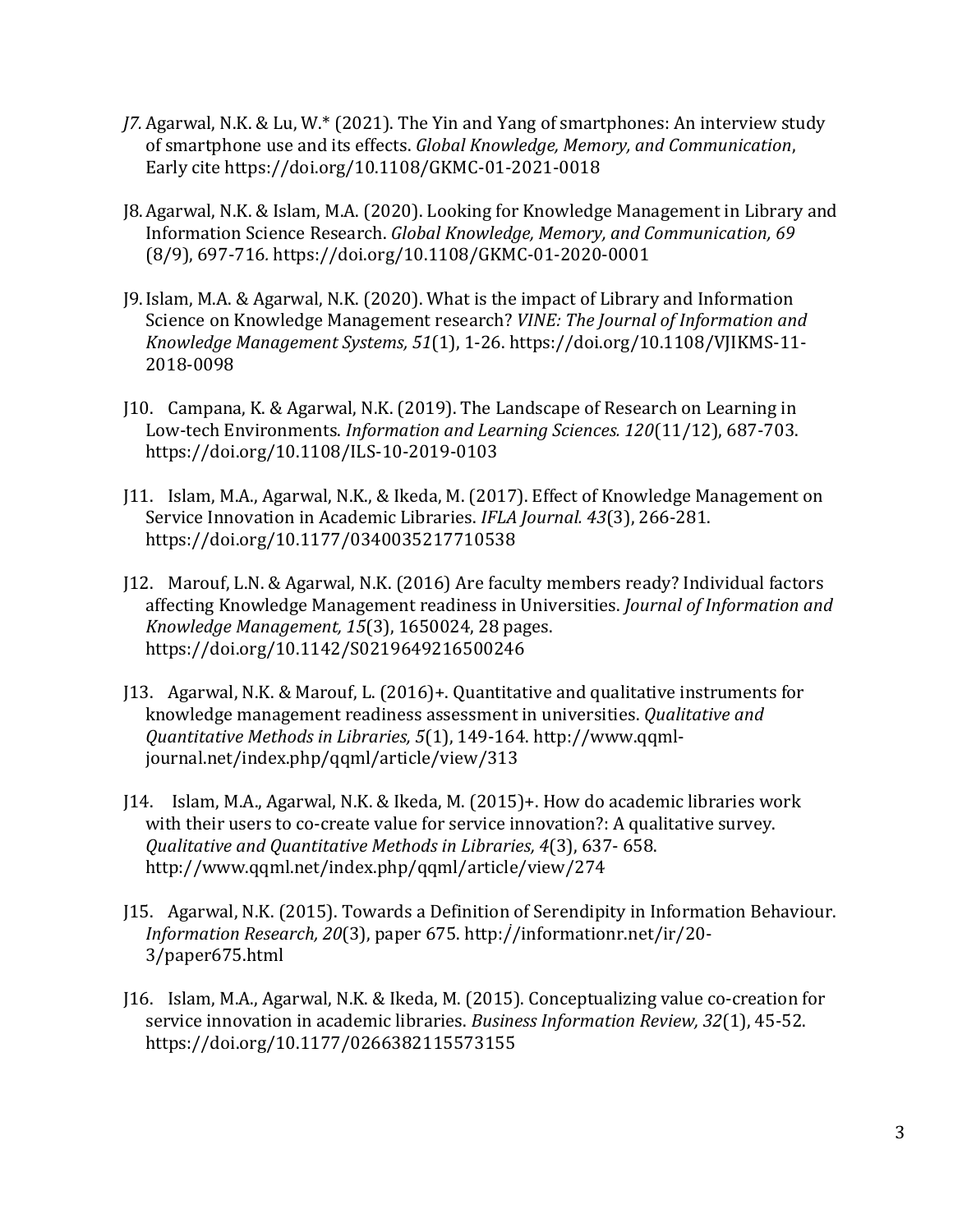*J7.* Agarwal, N.K. & Lu, W.* (2021). The Yin and Yang of smartphones: An interview study of smartphone use and its effects. *Global Knowledge, Memory, and Communication*, Early cite https://doi.org/10.1108/GKMC-01-2021-0018

J8. Agarwal, N.K. & Islam, M.A. (2020). Looking for Knowledge Management in Library and Information Science Research. *Global Knowledge, Memory, and Communication, 69* (8/9), 697-716. https://doi.org/10.1108/GKMC-01-2020-0001

J9. Islam, M.A. & Agarwal, N.K. (2020). What is the impact of Library and Information Science on Knowledge Management research? *VINE: The Journal of Information and Knowledge Management Systems, 51*(1), 1-26. https://doi.org/10.1108/VJIKMS-11-2018-0098

J10. Campana, K. & Agarwal, N.K. (2019). The Landscape of Research on Learning in Low-tech Environments. *Information and Learning Sciences. 120*(11/12), 687-703. https://doi.org/10.1108/ILS-10-2019-0103

J11. Islam, M.A., Agarwal, N.K., & Ikeda, M. (2017). Effect of Knowledge Management on Service Innovation in Academic Libraries. *IFLA Journal. 43*(3), 266-281. https://doi.org/10.1177/0340035217710538

J12. Marouf, L.N. & Agarwal, N.K. (2016) Are faculty members ready? Individual factors affecting Knowledge Management readiness in Universities. *Journal of Information and Knowledge Management, 15*(3), 1650024, 28 pages. https://doi.org/10.1142/S0219649216500246

J13. Agarwal, N.K. & Marouf, L. (2016)+. Quantitative and qualitative instruments for knowledge management readiness assessment in universities. *Qualitative and Quantitative Methods in Libraries, 5*(1), 149-164. http://www.qqml-journal.net/index.php/qqml/article/view/313

J14. Islam, M.A., Agarwal, N.K. & Ikeda, M. (2015)+. How do academic libraries work with their users to co-create value for service innovation?: A qualitative survey. *Qualitative and Quantitative Methods in Libraries, 4*(3), 637- 658. http://www.qqml.net/index.php/qqml/article/view/274

J15. Agarwal, N.K. (2015). Towards a Definition of Serendipity in Information Behaviour. *Information Research, 20*(3), paper 675. http://informationr.net/ir/20-3/paper675.html

J16. Islam, M.A., Agarwal, N.K. & Ikeda, M. (2015). Conceptualizing value co-creation for service innovation in academic libraries. *Business Information Review, 32*(1), 45-52. https://doi.org/10.1177/0266382115573155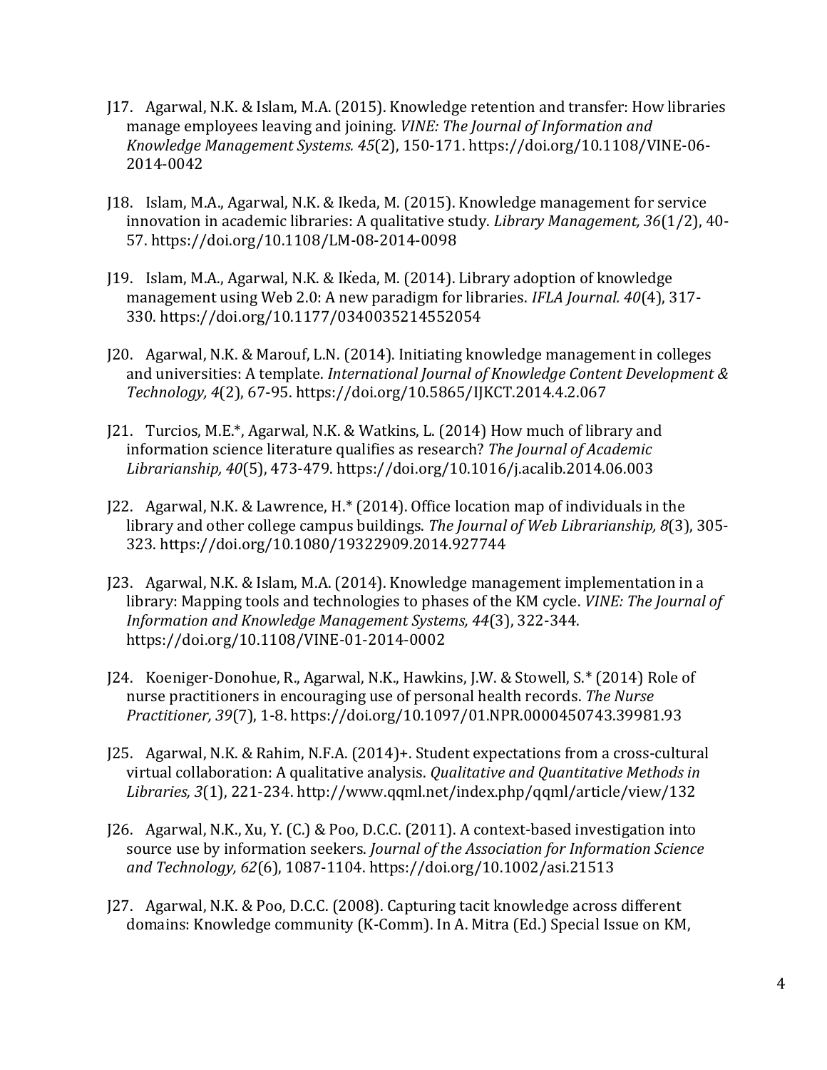J17. Agarwal, N.K. & Islam, M.A. (2015). Knowledge retention and transfer: How libraries manage employees leaving and joining. *VINE: The Journal of Information and Knowledge Management Systems. 45*(2), 150-171. https://doi.org/10.1108/VINE-06-2014-0042

J18. Islam, M.A., Agarwal, N.K. & Ikeda, M. (2015). Knowledge management for service innovation in academic libraries: A qualitative study. *Library Management, 36*(1/2), 40-57. https://doi.org/10.1108/LM-08-2014-0098

J19. Islam, M.A., Agarwal, N.K. & Ikeda, M. (2014). Library adoption of knowledge management using Web 2.0: A new paradigm for libraries. *IFLA Journal. 40*(4), 317-330. https://doi.org/10.1177/0340035214552054

J20. Agarwal, N.K. & Marouf, L.N. (2014). Initiating knowledge management in colleges and universities: A template. *International Journal of Knowledge Content Development & Technology, 4*(2), 67-95. https://doi.org/10.5865/IJKCT.2014.4.2.067

J21. Turcios, M.E.*, Agarwal, N.K. & Watkins, L. (2014) How much of library and information science literature qualifies as research? *The Journal of Academic Librarianship, 40*(5), 473-479. https://doi.org/10.1016/j.acalib.2014.06.003

J22. Agarwal, N.K. & Lawrence, H.* (2014). Office location map of individuals in the library and other college campus buildings. *The Journal of Web Librarianship, 8*(3), 305-323. https://doi.org/10.1080/19322909.2014.927744

J23. Agarwal, N.K. & Islam, M.A. (2014). Knowledge management implementation in a library: Mapping tools and technologies to phases of the KM cycle. *VINE: The Journal of Information and Knowledge Management Systems, 44*(3), 322-344. https://doi.org/10.1108/VINE-01-2014-0002

J24. Koeniger-Donohue, R., Agarwal, N.K., Hawkins, J.W. & Stowell, S.* (2014) Role of nurse practitioners in encouraging use of personal health records. *The Nurse Practitioner, 39*(7), 1-8. https://doi.org/10.1097/01.NPR.0000450743.39981.93

J25. Agarwal, N.K. & Rahim, N.F.A. (2014)+. Student expectations from a cross-cultural virtual collaboration: A qualitative analysis. *Qualitative and Quantitative Methods in Libraries, 3*(1), 221-234. http://www.qqml.net/index.php/qqml/article/view/132

J26. Agarwal, N.K., Xu, Y. (C.) & Poo, D.C.C. (2011). A context-based investigation into source use by information seekers. *Journal of the Association for Information Science and Technology, 62*(6), 1087-1104. https://doi.org/10.1002/asi.21513

J27. Agarwal, N.K. & Poo, D.C.C. (2008). Capturing tacit knowledge across different domains: Knowledge community (K-Comm). In A. Mitra (Ed.) Special Issue on KM,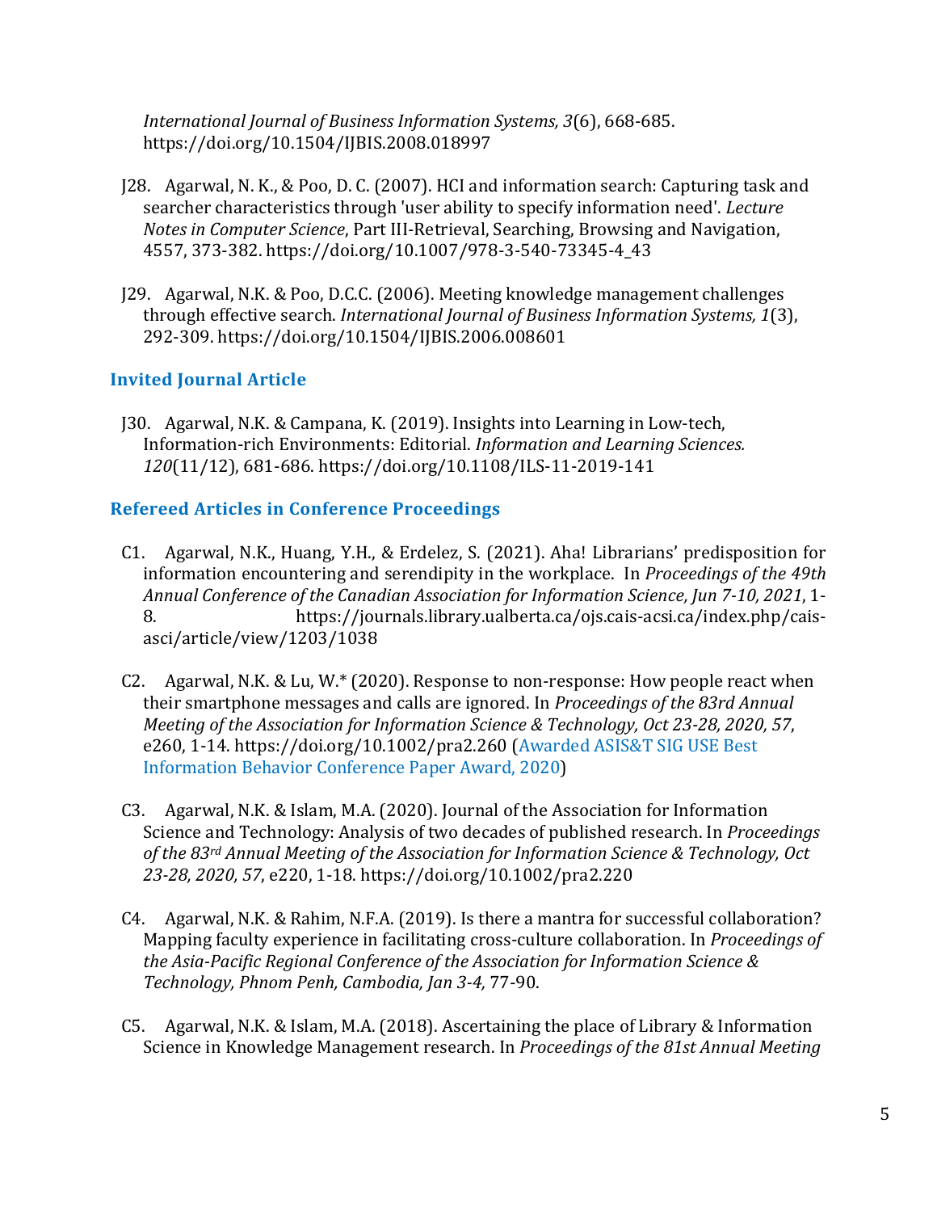*International Journal of Business Information Systems, 3*(6), 668-685. https://doi.org/10.1504/IJBIS.2008.018997

J28. Agarwal, N. K., & Poo, D. C. (2007). HCI and information search: Capturing task and searcher characteristics through 'user ability to specify information need'. *Lecture Notes in Computer Science*, Part III-Retrieval, Searching, Browsing and Navigation, 4557, 373-382. https://doi.org/10.1007/978-3-540-73345-4_43

J29. Agarwal, N.K. & Poo, D.C.C. (2006). Meeting knowledge management challenges through effective search. *International Journal of Business Information Systems, 1*(3), 292-309. https://doi.org/10.1504/IJBIS.2006.008601

### Invited Journal Article

J30. Agarwal, N.K. & Campana, K. (2019). Insights into Learning in Low-tech, Information-rich Environments: Editorial. *Information and Learning Sciences. 120*(11/12), 681-686. https://doi.org/10.1108/ILS-11-2019-141

### Refereed Articles in Conference Proceedings

C1. Agarwal, N.K., Huang, Y.H., & Erdelez, S. (2021). Aha! Librarians' predisposition for information encountering and serendipity in the workplace. In *Proceedings of the 49th Annual Conference of the Canadian Association for Information Science, Jun 7-10, 2021*, 1-8. https://journals.library.ualberta.ca/ojs.cais-acsi.ca/index.php/cais-asci/article/view/1203/1038

C2. Agarwal, N.K. & Lu, W.* (2020). Response to non-response: How people react when their smartphone messages and calls are ignored. In *Proceedings of the 83rd Annual Meeting of the Association for Information Science & Technology, Oct 23-28, 2020, 57*, e260, 1-14. https://doi.org/10.1002/pra2.260 (Awarded ASIS&T SIG USE Best Information Behavior Conference Paper Award, 2020)

C3. Agarwal, N.K. & Islam, M.A. (2020). Journal of the Association for Information Science and Technology: Analysis of two decades of published research. In *Proceedings of the 83rd Annual Meeting of the Association for Information Science & Technology, Oct 23-28, 2020, 57*, e220, 1-18. https://doi.org/10.1002/pra2.220

C4. Agarwal, N.K. & Rahim, N.F.A. (2019). Is there a mantra for successful collaboration? Mapping faculty experience in facilitating cross-culture collaboration. In *Proceedings of the Asia-Pacific Regional Conference of the Association for Information Science & Technology, Phnom Penh, Cambodia, Jan 3-4*, 77-90.

C5. Agarwal, N.K. & Islam, M.A. (2018). Ascertaining the place of Library & Information Science in Knowledge Management research. In *Proceedings of the 81st Annual Meeting*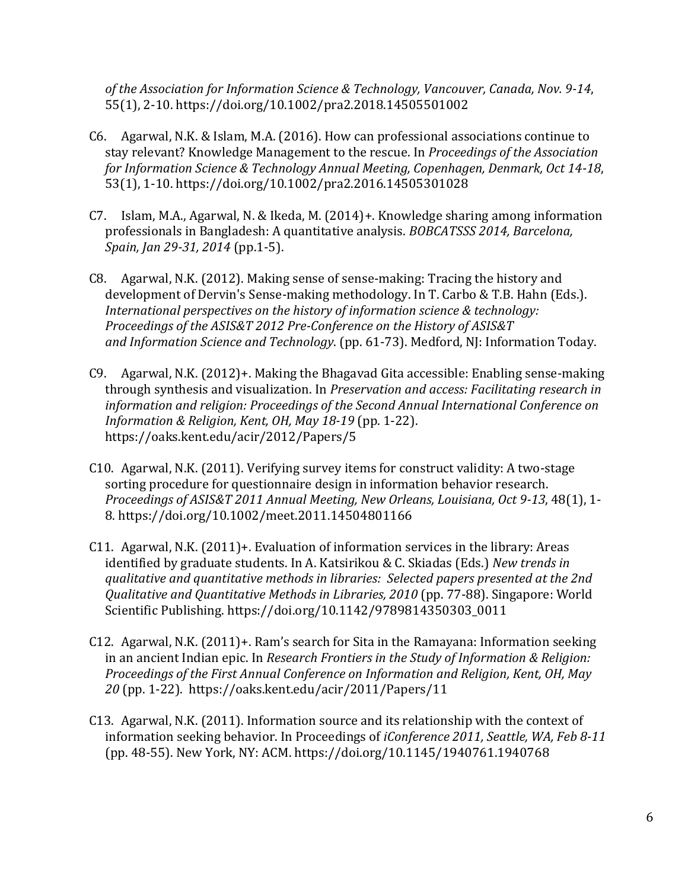*of the Association for Information Science & Technology, Vancouver, Canada, Nov. 9-14*, 55(1), 2-10. https://doi.org/10.1002/pra2.2018.14505501002

C6. Agarwal, N.K. & Islam, M.A. (2016). How can professional associations continue to stay relevant? Knowledge Management to the rescue. In *Proceedings of the Association for Information Science & Technology Annual Meeting, Copenhagen, Denmark, Oct 14-18*, 53(1), 1-10. https://doi.org/10.1002/pra2.2016.14505301028

C7. Islam, M.A., Agarwal, N. & Ikeda, M. (2014)+. Knowledge sharing among information professionals in Bangladesh: A quantitative analysis. *BOBCATSSS 2014, Barcelona, Spain, Jan 29-31, 2014* (pp.1-5).

C8. Agarwal, N.K. (2012). Making sense of sense-making: Tracing the history and development of Dervin's Sense-making methodology. In T. Carbo & T.B. Hahn (Eds.). *International perspectives on the history of information science & technology: Proceedings of the ASIS&T 2012 Pre-Conference on the History of ASIS&T and Information Science and Technology*. (pp. 61-73). Medford, NJ: Information Today.

C9. Agarwal, N.K. (2012)+. Making the Bhagavad Gita accessible: Enabling sense-making through synthesis and visualization. In *Preservation and access: Facilitating research in information and religion: Proceedings of the Second Annual International Conference on Information & Religion, Kent, OH, May 18-19* (pp. 1-22). https://oaks.kent.edu/acir/2012/Papers/5

C10. Agarwal, N.K. (2011). Verifying survey items for construct validity: A two-stage sorting procedure for questionnaire design in information behavior research. *Proceedings of ASIS&T 2011 Annual Meeting, New Orleans, Louisiana, Oct 9-13*, 48(1), 1-8. https://doi.org/10.1002/meet.2011.14504801166

C11. Agarwal, N.K. (2011)+. Evaluation of information services in the library: Areas identified by graduate students. In A. Katsirikou & C. Skiadas (Eds.) *New trends in qualitative and quantitative methods in libraries: Selected papers presented at the 2nd Qualitative and Quantitative Methods in Libraries, 2010* (pp. 77-88). Singapore: World Scientific Publishing. https://doi.org/10.1142/9789814350303_0011

C12. Agarwal, N.K. (2011)+. Ram's search for Sita in the Ramayana: Information seeking in an ancient Indian epic. In *Research Frontiers in the Study of Information & Religion: Proceedings of the First Annual Conference on Information and Religion, Kent, OH, May 20* (pp. 1-22). https://oaks.kent.edu/acir/2011/Papers/11

C13. Agarwal, N.K. (2011). Information source and its relationship with the context of information seeking behavior. In Proceedings of *iConference 2011, Seattle, WA, Feb 8-11* (pp. 48-55). New York, NY: ACM. https://doi.org/10.1145/1940761.1940768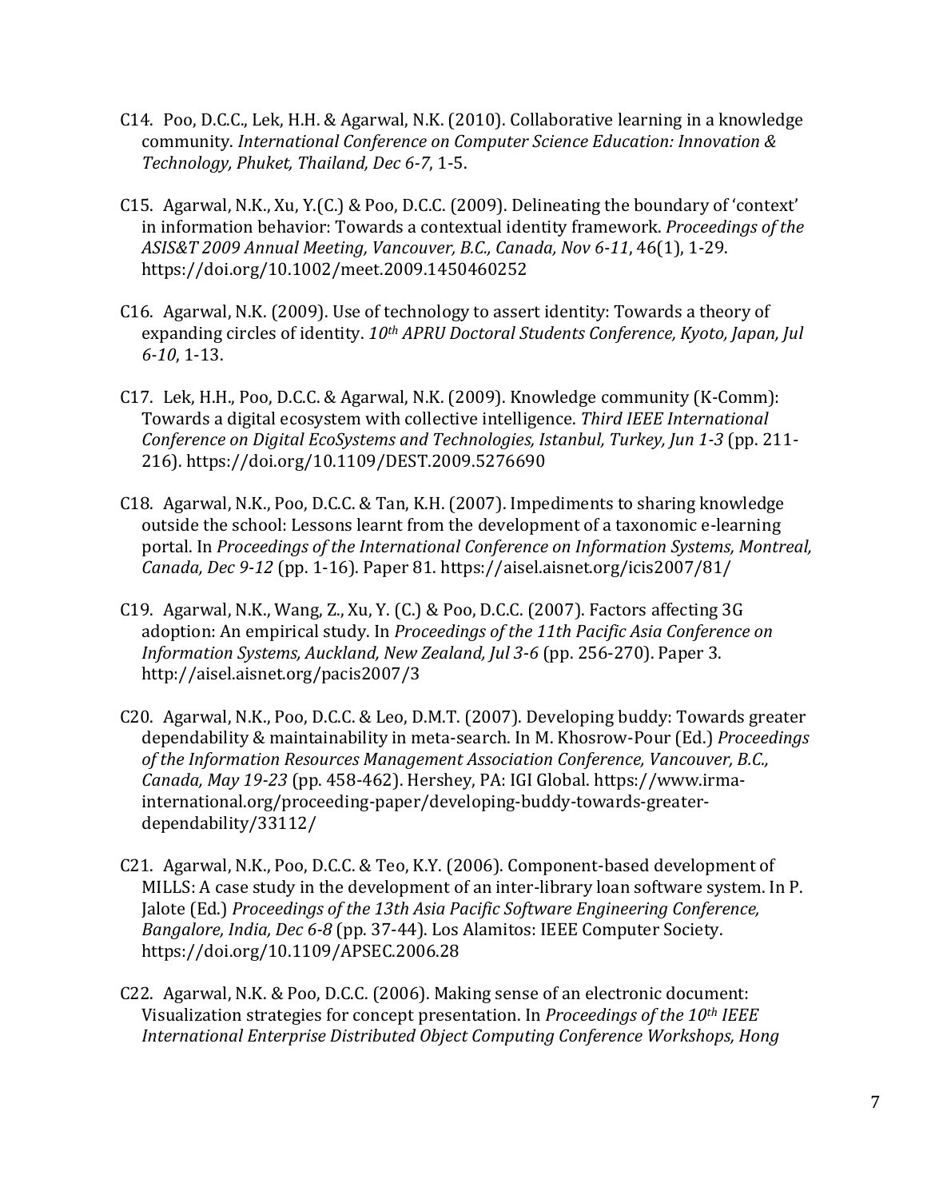C14. Poo, D.C.C., Lek, H.H. & Agarwal, N.K. (2010). Collaborative learning in a knowledge community. *International Conference on Computer Science Education: Innovation & Technology, Phuket, Thailand, Dec 6-7*, 1-5.

C15. Agarwal, N.K., Xu, Y.(C.) & Poo, D.C.C. (2009). Delineating the boundary of 'context' in information behavior: Towards a contextual identity framework. *Proceedings of the ASIS&T 2009 Annual Meeting, Vancouver, B.C., Canada, Nov 6-11*, 46(1), 1-29. https://doi.org/10.1002/meet.2009.1450460252

C16. Agarwal, N.K. (2009). Use of technology to assert identity: Towards a theory of expanding circles of identity. *10th APRU Doctoral Students Conference, Kyoto, Japan, Jul 6-10*, 1-13.

C17. Lek, H.H., Poo, D.C.C. & Agarwal, N.K. (2009). Knowledge community (K-Comm): Towards a digital ecosystem with collective intelligence. *Third IEEE International Conference on Digital EcoSystems and Technologies, Istanbul, Turkey, Jun 1-3* (pp. 211-216). https://doi.org/10.1109/DEST.2009.5276690

C18. Agarwal, N.K., Poo, D.C.C. & Tan, K.H. (2007). Impediments to sharing knowledge outside the school: Lessons learnt from the development of a taxonomic e-learning portal. In *Proceedings of the International Conference on Information Systems, Montreal, Canada, Dec 9-12* (pp. 1-16). Paper 81. https://aisel.aisnet.org/icis2007/81/

C19. Agarwal, N.K., Wang, Z., Xu, Y. (C.) & Poo, D.C.C. (2007). Factors affecting 3G adoption: An empirical study. In *Proceedings of the 11th Pacific Asia Conference on Information Systems, Auckland, New Zealand, Jul 3-6* (pp. 256-270). Paper 3. http://aisel.aisnet.org/pacis2007/3

C20. Agarwal, N.K., Poo, D.C.C. & Leo, D.M.T. (2007). Developing buddy: Towards greater dependability & maintainability in meta-search. In M. Khosrow-Pour (Ed.) *Proceedings of the Information Resources Management Association Conference, Vancouver, B.C., Canada, May 19-23* (pp. 458-462). Hershey, PA: IGI Global. https://www.irma-international.org/proceeding-paper/developing-buddy-towards-greater-dependability/33112/

C21. Agarwal, N.K., Poo, D.C.C. & Teo, K.Y. (2006). Component-based development of MILLS: A case study in the development of an inter-library loan software system. In P. Jalote (Ed.) *Proceedings of the 13th Asia Pacific Software Engineering Conference, Bangalore, India, Dec 6-8* (pp. 37-44). Los Alamitos: IEEE Computer Society. https://doi.org/10.1109/APSEC.2006.28

C22. Agarwal, N.K. & Poo, D.C.C. (2006). Making sense of an electronic document: Visualization strategies for concept presentation. In *Proceedings of the 10th IEEE International Enterprise Distributed Object Computing Conference Workshops, Hong*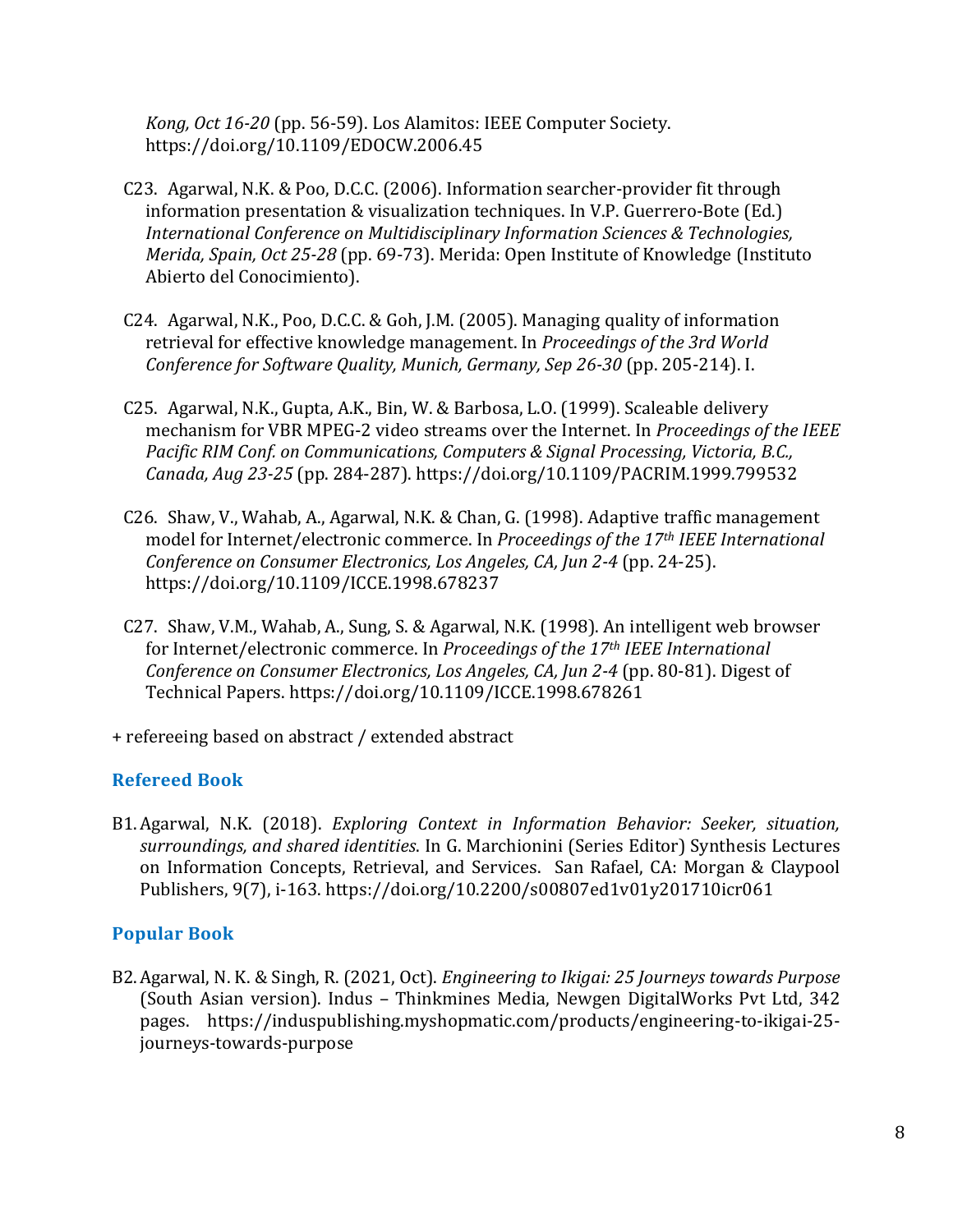*Kong, Oct 16-20* (pp. 56-59). Los Alamitos: IEEE Computer Society. https://doi.org/10.1109/EDOCW.2006.45

C23. Agarwal, N.K. & Poo, D.C.C. (2006). Information searcher-provider fit through information presentation & visualization techniques. In V.P. Guerrero-Bote (Ed.) *International Conference on Multidisciplinary Information Sciences & Technologies, Merida, Spain, Oct 25-28* (pp. 69-73). Merida: Open Institute of Knowledge (Instituto Abierto del Conocimiento).

C24. Agarwal, N.K., Poo, D.C.C. & Goh, J.M. (2005). Managing quality of information retrieval for effective knowledge management. In *Proceedings of the 3rd World Conference for Software Quality, Munich, Germany, Sep 26-30* (pp. 205-214). I.

C25. Agarwal, N.K., Gupta, A.K., Bin, W. & Barbosa, L.O. (1999). Scaleable delivery mechanism for VBR MPEG-2 video streams over the Internet. In *Proceedings of the IEEE Pacific RIM Conf. on Communications, Computers & Signal Processing, Victoria, B.C., Canada, Aug 23-25* (pp. 284-287). https://doi.org/10.1109/PACRIM.1999.799532

C26. Shaw, V., Wahab, A., Agarwal, N.K. & Chan, G. (1998). Adaptive traffic management model for Internet/electronic commerce. In *Proceedings of the 17th IEEE International Conference on Consumer Electronics, Los Angeles, CA, Jun 2-4* (pp. 24-25). https://doi.org/10.1109/ICCE.1998.678237

C27. Shaw, V.M., Wahab, A., Sung, S. & Agarwal, N.K. (1998). An intelligent web browser for Internet/electronic commerce. In *Proceedings of the 17th IEEE International Conference on Consumer Electronics, Los Angeles, CA, Jun 2-4* (pp. 80-81). Digest of Technical Papers. https://doi.org/10.1109/ICCE.1998.678261

+ refereeing based on abstract / extended abstract

### Refereed Book

B1. Agarwal, N.K. (2018). *Exploring Context in Information Behavior: Seeker, situation, surroundings, and shared identities*. In G. Marchionini (Series Editor) Synthesis Lectures on Information Concepts, Retrieval, and Services. San Rafael, CA: Morgan & Claypool Publishers, 9(7), i-163. https://doi.org/10.2200/s00807ed1v01y201710icr061

### Popular Book

B2. Agarwal, N. K. & Singh, R. (2021, Oct). *Engineering to Ikigai: 25 Journeys towards Purpose* (South Asian version). Indus – Thinkmines Media, Newgen DigitalWorks Pvt Ltd, 342 pages. https://induspublishing.myshopmatic.com/products/engineering-to-ikigai-25-journeys-towards-purpose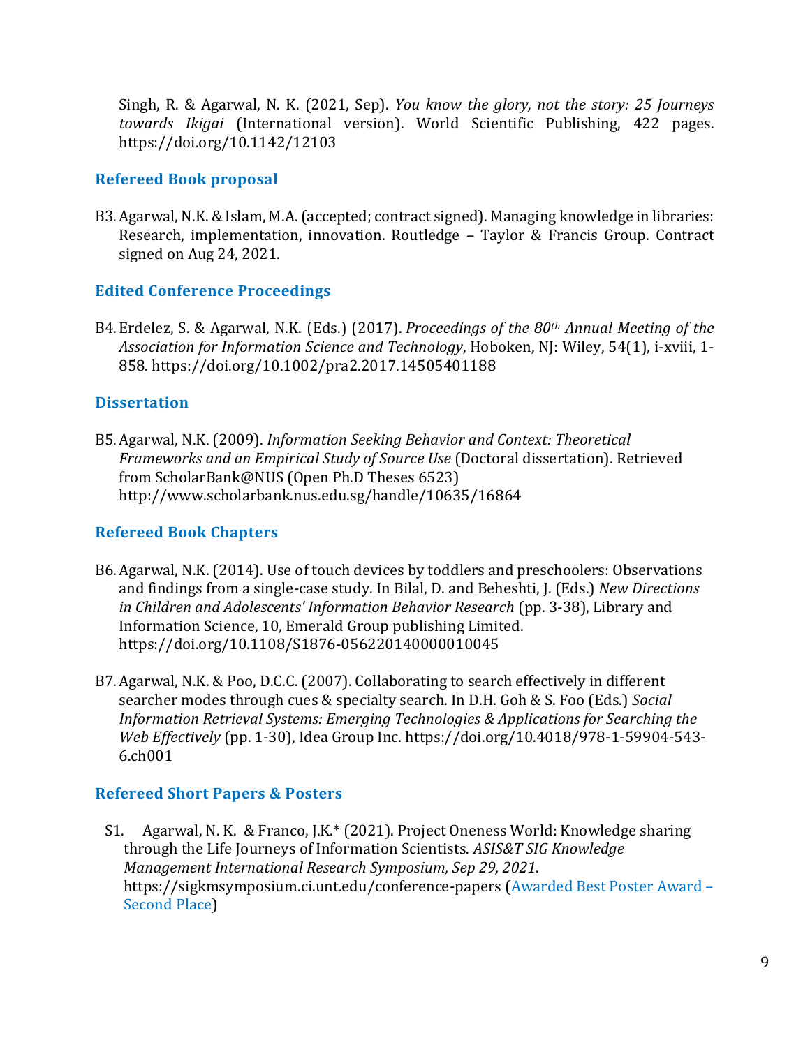Singh, R. & Agarwal, N. K. (2021, Sep). *You know the glory, not the story: 25 Journeys towards Ikigai* (International version). World Scientific Publishing, 422 pages. https://doi.org/10.1142/12103

### Refereed Book proposal

B3. Agarwal, N.K. & Islam, M.A. (accepted; contract signed). Managing knowledge in libraries: Research, implementation, innovation. Routledge – Taylor & Francis Group. Contract signed on Aug 24, 2021.

### Edited Conference Proceedings

B4. Erdelez, S. & Agarwal, N.K. (Eds.) (2017). *Proceedings of the 80th Annual Meeting of the Association for Information Science and Technology*, Hoboken, NJ: Wiley, 54(1), i-xviii, 1-858. https://doi.org/10.1002/pra2.2017.14505401188

### Dissertation

B5. Agarwal, N.K. (2009). *Information Seeking Behavior and Context: Theoretical Frameworks and an Empirical Study of Source Use* (Doctoral dissertation). Retrieved from ScholarBank@NUS (Open Ph.D Theses 6523) http://www.scholarbank.nus.edu.sg/handle/10635/16864

### Refereed Book Chapters

B6. Agarwal, N.K. (2014). Use of touch devices by toddlers and preschoolers: Observations and findings from a single-case study. In Bilal, D. and Beheshti, J. (Eds.) *New Directions in Children and Adolescents' Information Behavior Research* (pp. 3-38), Library and Information Science, 10, Emerald Group publishing Limited. https://doi.org/10.1108/S1876-056220140000010045

B7. Agarwal, N.K. & Poo, D.C.C. (2007). Collaborating to search effectively in different searcher modes through cues & specialty search. In D.H. Goh & S. Foo (Eds.) *Social Information Retrieval Systems: Emerging Technologies & Applications for Searching the Web Effectively* (pp. 1-30), Idea Group Inc. https://doi.org/10.4018/978-1-59904-543-6.ch001

### Refereed Short Papers & Posters

S1. Agarwal, N. K. & Franco, J.K.* (2021). Project Oneness World: Knowledge sharing through the Life Journeys of Information Scientists. *ASIS&T SIG Knowledge Management International Research Symposium, Sep 29, 2021*. https://sigkmsymposium.ci.unt.edu/conference-papers (Awarded Best Poster Award – Second Place)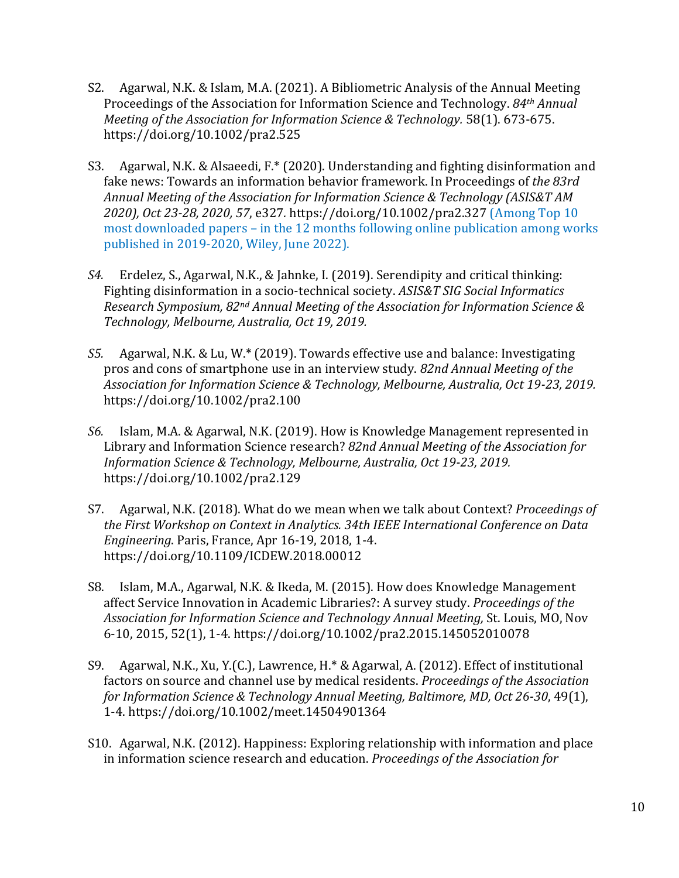S2. Agarwal, N.K. & Islam, M.A. (2021). A Bibliometric Analysis of the Annual Meeting Proceedings of the Association for Information Science and Technology. *84th Annual Meeting of the Association for Information Science & Technology.* 58(1). 673-675. https://doi.org/10.1002/pra2.525

S3. Agarwal, N.K. & Alsaeedi, F.* (2020). Understanding and fighting disinformation and fake news: Towards an information behavior framework. In Proceedings of *the 83rd Annual Meeting of the Association for Information Science & Technology (ASIS&T AM 2020), Oct 23-28, 2020, 57*, e327*.* https://doi.org/10.1002/pra2.327 (Among Top 10 most downloaded papers – in the 12 months following online publication among works published in 2019-2020, Wiley, June 2022).

*S4.* Erdelez, S., Agarwal, N.K., & Jahnke, I. (2019). Serendipity and critical thinking: Fighting disinformation in a socio-technical society. *ASIS&T SIG Social Informatics Research Symposium, 82nd Annual Meeting of the Association for Information Science & Technology, Melbourne, Australia, Oct 19, 2019.*

*S5.* Agarwal, N.K. & Lu, W.* (2019). Towards effective use and balance: Investigating pros and cons of smartphone use in an interview study. *82nd Annual Meeting of the Association for Information Science & Technology, Melbourne, Australia, Oct 19-23, 2019.* https://doi.org/10.1002/pra2.100

*S6.* Islam, M.A. & Agarwal, N.K. (2019). How is Knowledge Management represented in Library and Information Science research? *82nd Annual Meeting of the Association for Information Science & Technology, Melbourne, Australia, Oct 19-23, 2019.* https://doi.org/10.1002/pra2.129

S7. Agarwal, N.K. (2018). What do we mean when we talk about Context? *Proceedings of the First Workshop on Context in Analytics. 34th IEEE International Conference on Data Engineering*. Paris, France, Apr 16-19, 2018, 1-4. https://doi.org/10.1109/ICDEW.2018.00012

S8. Islam, M.A., Agarwal, N.K. & Ikeda, M. (2015). How does Knowledge Management affect Service Innovation in Academic Libraries?: A survey study. *Proceedings of the Association for Information Science and Technology Annual Meeting,* St. Louis, MO, Nov 6-10, 2015, 52(1), 1-4. https://doi.org/10.1002/pra2.2015.145052010078

S9. Agarwal, N.K., Xu, Y.(C.), Lawrence, H.* & Agarwal, A. (2012). Effect of institutional factors on source and channel use by medical residents. *Proceedings of the Association for Information Science & Technology Annual Meeting, Baltimore, MD, Oct 26-30*, 49(1), 1-4. https://doi.org/10.1002/meet.14504901364

S10. Agarwal, N.K. (2012). Happiness: Exploring relationship with information and place in information science research and education. *Proceedings of the Association for*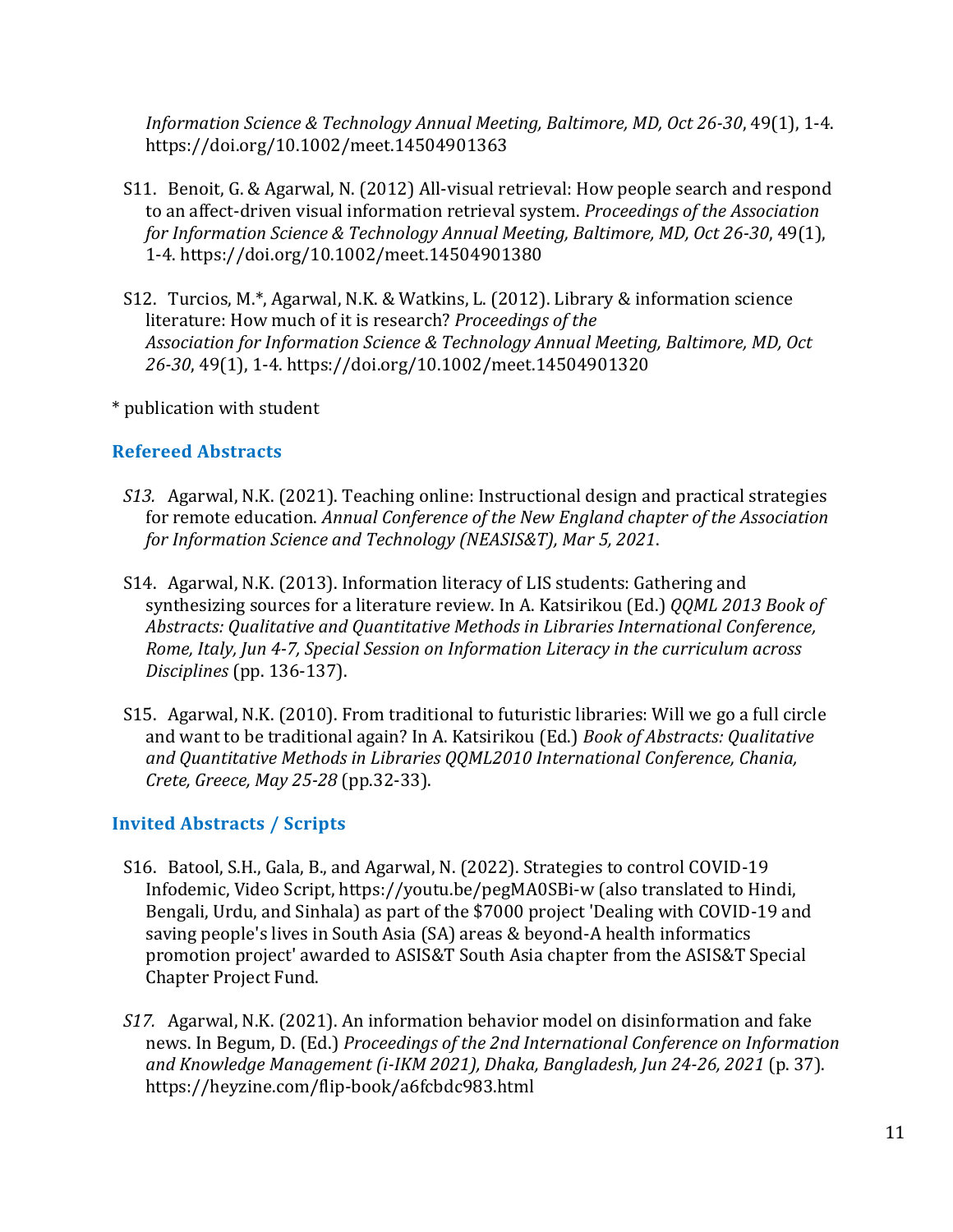*Information Science & Technology Annual Meeting, Baltimore, MD, Oct 26-30*, 49(1), 1-4. https://doi.org/10.1002/meet.14504901363

S11. Benoit, G. & Agarwal, N. (2012) All-visual retrieval: How people search and respond to an affect-driven visual information retrieval system. *Proceedings of the Association for Information Science & Technology Annual Meeting, Baltimore, MD, Oct 26-30*, 49(1), 1-4. https://doi.org/10.1002/meet.14504901380

S12. Turcios, M.*, Agarwal, N.K. & Watkins, L. (2012). Library & information science literature: How much of it is research? *Proceedings of the Association for Information Science & Technology Annual Meeting, Baltimore, MD, Oct 26-30*, 49(1), 1-4. https://doi.org/10.1002/meet.14504901320

* publication with student

## Refereed Abstracts

*S13.* Agarwal, N.K. (2021). Teaching online: Instructional design and practical strategies for remote education. *Annual Conference of the New England chapter of the Association for Information Science and Technology (NEASIS&T), Mar 5, 2021*.

S14. Agarwal, N.K. (2013). Information literacy of LIS students: Gathering and synthesizing sources for a literature review. In A. Katsirikou (Ed.) *QQML 2013 Book of Abstracts: Qualitative and Quantitative Methods in Libraries International Conference, Rome, Italy, Jun 4-7, Special Session on Information Literacy in the curriculum across Disciplines* (pp. 136-137).

S15. Agarwal, N.K. (2010). From traditional to futuristic libraries: Will we go a full circle and want to be traditional again? In A. Katsirikou (Ed.) *Book of Abstracts: Qualitative and Quantitative Methods in Libraries QQML2010 International Conference, Chania, Crete, Greece, May 25-28* (pp.32-33).

## Invited Abstracts / Scripts

S16. Batool, S.H., Gala, B., and Agarwal, N. (2022). Strategies to control COVID-19 Infodemic, Video Script, https://youtu.be/pegMA0SBi-w (also translated to Hindi, Bengali, Urdu, and Sinhala) as part of the $7000 project 'Dealing with COVID-19 and saving people's lives in South Asia (SA) areas & beyond-A health informatics promotion project' awarded to ASIS&T South Asia chapter from the ASIS&T Special Chapter Project Fund.

*S17.* Agarwal, N.K. (2021). An information behavior model on disinformation and fake news. In Begum, D. (Ed.) *Proceedings of the 2nd International Conference on Information and Knowledge Management (i-IKM 2021), Dhaka, Bangladesh, Jun 24-26, 2021* (p. 37). https://heyzine.com/flip-book/a6fcbdc983.html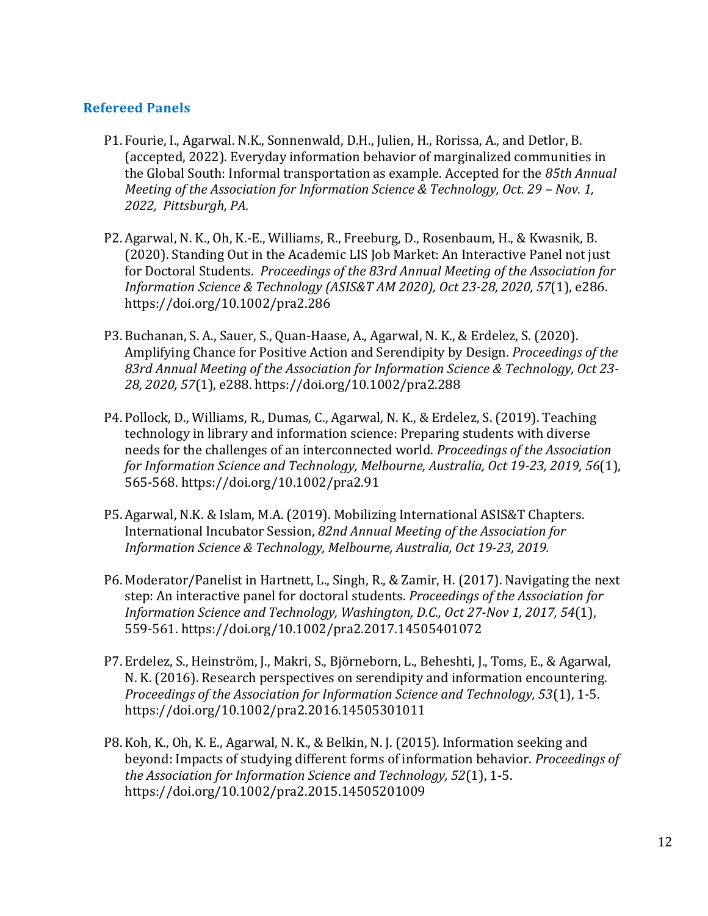## Refereed Panels

P1. Fourie, I., Agarwal. N.K., Sonnenwald, D.H., Julien, H., Rorissa, A., and Detlor, B. (accepted, 2022). Everyday information behavior of marginalized communities in the Global South: Informal transportation as example. Accepted for the *85th Annual Meeting of the Association for Information Science & Technology, Oct. 29 – Nov. 1, 2022, Pittsburgh, PA.*

P2. Agarwal, N. K., Oh, K.-E., Williams, R., Freeburg, D., Rosenbaum, H., & Kwasnik, B. (2020). Standing Out in the Academic LIS Job Market: An Interactive Panel not just for Doctoral Students. *Proceedings of the 83rd Annual Meeting of the Association for Information Science & Technology (ASIS&T AM 2020), Oct 23-28, 2020, 57*(1), e286. https://doi.org/10.1002/pra2.286

P3. Buchanan, S. A., Sauer, S., Quan-Haase, A., Agarwal, N. K., & Erdelez, S. (2020). Amplifying Chance for Positive Action and Serendipity by Design. *Proceedings of the 83rd Annual Meeting of the Association for Information Science & Technology, Oct 23-28, 2020, 57*(1), e288. https://doi.org/10.1002/pra2.288

P4. Pollock, D., Williams, R., Dumas, C., Agarwal, N. K., & Erdelez, S. (2019). Teaching technology in library and information science: Preparing students with diverse needs for the challenges of an interconnected world. *Proceedings of the Association for Information Science and Technology, Melbourne, Australia, Oct 19-23, 2019, 56*(1), 565-568. https://doi.org/10.1002/pra2.91

P5. Agarwal, N.K. & Islam, M.A. (2019). Mobilizing International ASIS&T Chapters. International Incubator Session, *82nd Annual Meeting of the Association for Information Science & Technology, Melbourne, Australia, Oct 19-23, 2019.*

P6. Moderator/Panelist in Hartnett, L., Singh, R., & Zamir, H. (2017). Navigating the next step: An interactive panel for doctoral students. *Proceedings of the Association for Information Science and Technology, Washington, D.C., Oct 27-Nov 1, 2017, 54*(1), 559-561. https://doi.org/10.1002/pra2.2017.14505401072

P7. Erdelez, S., Heinström, J., Makri, S., Björneborn, L., Beheshti, J., Toms, E., & Agarwal, N. K. (2016). Research perspectives on serendipity and information encountering. *Proceedings of the Association for Information Science and Technology, 53*(1), 1-5. https://doi.org/10.1002/pra2.2016.14505301011

P8. Koh, K., Oh, K. E., Agarwal, N. K., & Belkin, N. J. (2015). Information seeking and beyond: Impacts of studying different forms of information behavior. *Proceedings of the Association for Information Science and Technology, 52*(1), 1-5. https://doi.org/10.1002/pra2.2015.14505201009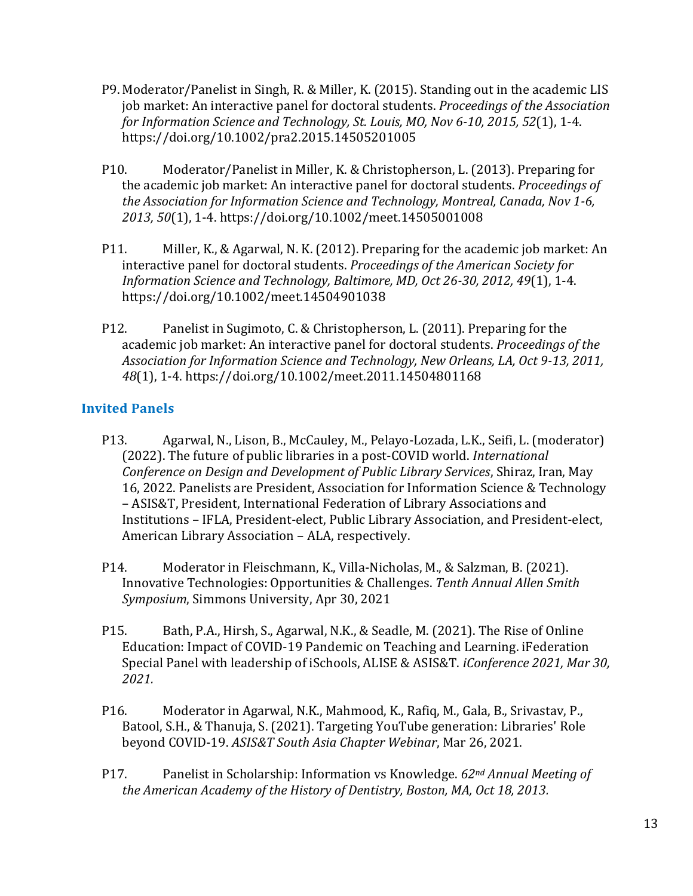P9. Moderator/Panelist in Singh, R. & Miller, K. (2015). Standing out in the academic LIS job market: An interactive panel for doctoral students. *Proceedings of the Association for Information Science and Technology, St. Louis, MO, Nov 6-10, 2015, 52*(1), 1-4. https://doi.org/10.1002/pra2.2015.14505201005

P10. Moderator/Panelist in Miller, K. & Christopherson, L. (2013). Preparing for the academic job market: An interactive panel for doctoral students. *Proceedings of the Association for Information Science and Technology, Montreal, Canada, Nov 1-6, 2013, 50*(1), 1-4. https://doi.org/10.1002/meet.14505001008

P11. Miller, K., & Agarwal, N. K. (2012). Preparing for the academic job market: An interactive panel for doctoral students. *Proceedings of the American Society for Information Science and Technology, Baltimore, MD, Oct 26-30, 2012, 49*(1), 1-4. https://doi.org/10.1002/meet.14504901038

P12. Panelist in Sugimoto, C. & Christopherson, L. (2011). Preparing for the academic job market: An interactive panel for doctoral students. *Proceedings of the Association for Information Science and Technology, New Orleans, LA, Oct 9-13, 2011, 48*(1), 1-4. https://doi.org/10.1002/meet.2011.14504801168

## Invited Panels

P13. Agarwal, N., Lison, B., McCauley, M., Pelayo-Lozada, L.K., Seifi, L. (moderator) (2022). The future of public libraries in a post-COVID world. *International Conference on Design and Development of Public Library Services*, Shiraz, Iran, May 16, 2022. Panelists are President, Association for Information Science & Technology – ASIS&T, President, International Federation of Library Associations and Institutions – IFLA, President-elect, Public Library Association, and President-elect, American Library Association – ALA, respectively.

P14. Moderator in Fleischmann, K., Villa-Nicholas, M., & Salzman, B. (2021). Innovative Technologies: Opportunities & Challenges. *Tenth Annual Allen Smith Symposium*, Simmons University, Apr 30, 2021

P15. Bath, P.A., Hirsh, S., Agarwal, N.K., & Seadle, M. (2021). The Rise of Online Education: Impact of COVID-19 Pandemic on Teaching and Learning. iFederation Special Panel with leadership of iSchools, ALISE & ASIS&T. *iConference 2021, Mar 30, 2021.*

P16. Moderator in Agarwal, N.K., Mahmood, K., Rafiq, M., Gala, B., Srivastav, P., Batool, S.H., & Thanuja, S. (2021). Targeting YouTube generation: Libraries' Role beyond COVID-19. *ASIS&T South Asia Chapter Webinar*, Mar 26, 2021.

P17. Panelist in Scholarship: Information vs Knowledge. *62nd Annual Meeting of the American Academy of the History of Dentistry, Boston, MA, Oct 18, 2013.*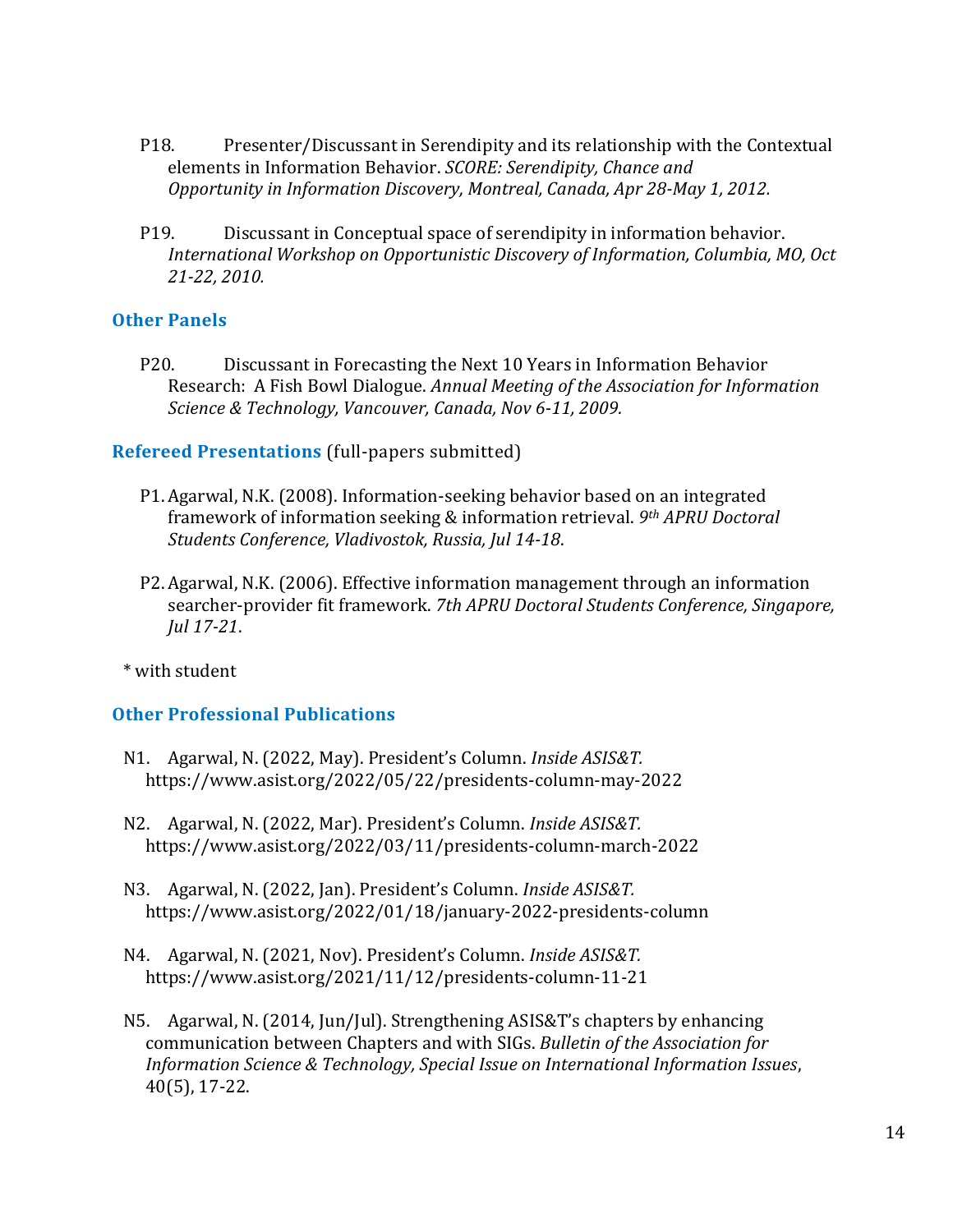P18. Presenter/Discussant in Serendipity and its relationship with the Contextual elements in Information Behavior. *SCORE: Serendipity, Chance and Opportunity in Information Discovery, Montreal, Canada, Apr 28-May 1, 2012.*

P19. Discussant in Conceptual space of serendipity in information behavior. *International Workshop on Opportunistic Discovery of Information, Columbia, MO, Oct 21-22, 2010.*

### Other Panels

P20. Discussant in Forecasting the Next 10 Years in Information Behavior Research: A Fish Bowl Dialogue. *Annual Meeting of the Association for Information Science & Technology, Vancouver, Canada, Nov 6-11, 2009.*

### Refereed Presentations (full-papers submitted)

P1. Agarwal, N.K. (2008). Information-seeking behavior based on an integrated framework of information seeking & information retrieval. *9th APRU Doctoral Students Conference, Vladivostok, Russia, Jul 14-18*.

P2. Agarwal, N.K. (2006). Effective information management through an information searcher-provider fit framework. *7th APRU Doctoral Students Conference, Singapore, Jul 17-21*.

* with student

### Other Professional Publications

N1. Agarwal, N. (2022, May). President's Column. *Inside ASIS&T.* https://www.asist.org/2022/05/22/presidents-column-may-2022

N2. Agarwal, N. (2022, Mar). President's Column. *Inside ASIS&T.* https://www.asist.org/2022/03/11/presidents-column-march-2022

N3. Agarwal, N. (2022, Jan). President's Column. *Inside ASIS&T.* https://www.asist.org/2022/01/18/january-2022-presidents-column

N4. Agarwal, N. (2021, Nov). President's Column. *Inside ASIS&T.* https://www.asist.org/2021/11/12/presidents-column-11-21

N5. Agarwal, N. (2014, Jun/Jul). Strengthening ASIS&T's chapters by enhancing communication between Chapters and with SIGs. *Bulletin of the Association for Information Science & Technology, Special Issue on International Information Issues*, 40(5), 17-22.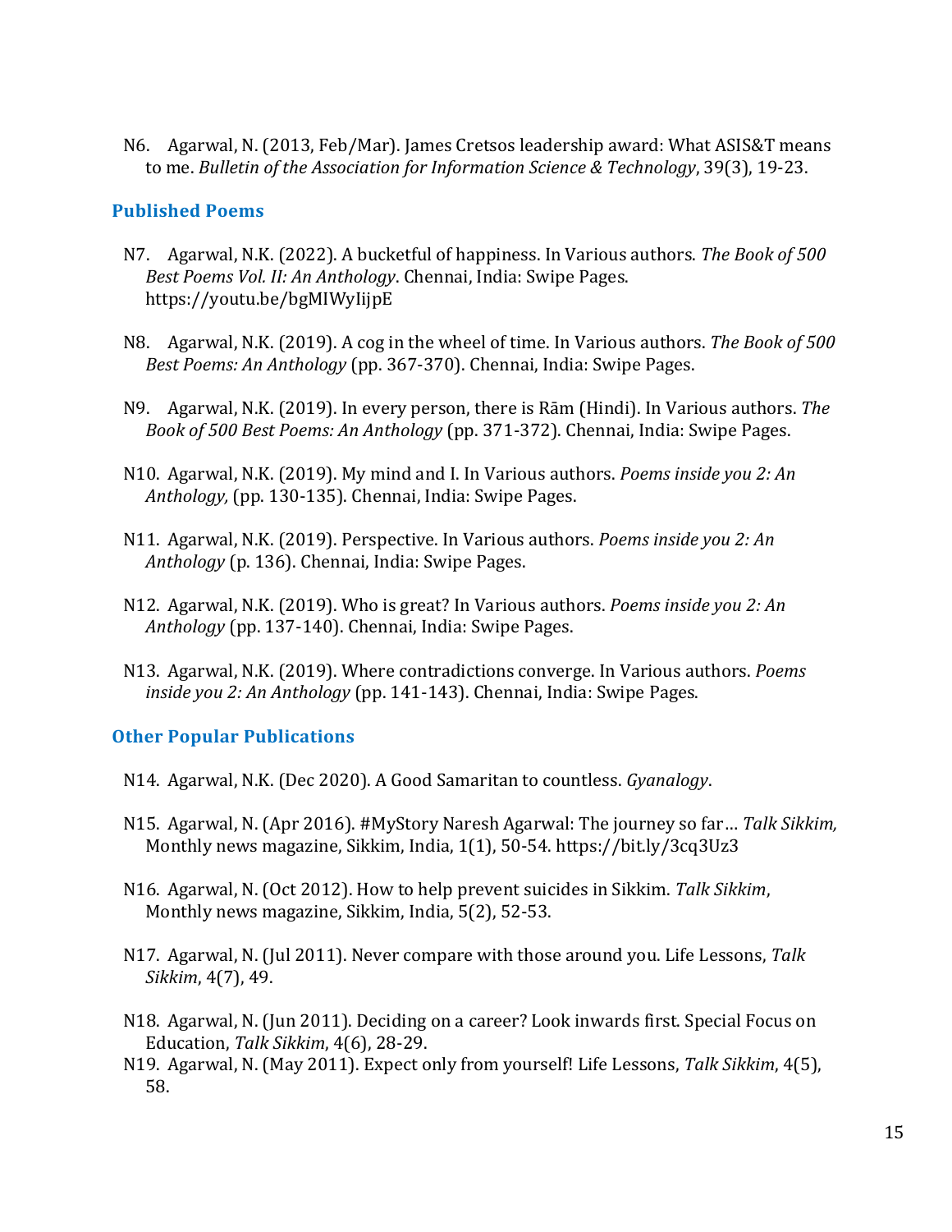N6. Agarwal, N. (2013, Feb/Mar). James Cretsos leadership award: What ASIS&T means to me. *Bulletin of the Association for Information Science & Technology*, 39(3), 19-23.

### Published Poems

N7. Agarwal, N.K. (2022). A bucketful of happiness. In Various authors. *The Book of 500 Best Poems Vol. II: An Anthology*. Chennai, India: Swipe Pages. https://youtu.be/bgMIWyIijpE

N8. Agarwal, N.K. (2019). A cog in the wheel of time. In Various authors. *The Book of 500 Best Poems: An Anthology* (pp. 367-370). Chennai, India: Swipe Pages.

N9. Agarwal, N.K. (2019). In every person, there is Rām (Hindi). In Various authors. *The Book of 500 Best Poems: An Anthology* (pp. 371-372). Chennai, India: Swipe Pages.

N10. Agarwal, N.K. (2019). My mind and I. In Various authors. *Poems inside you 2: An Anthology,* (pp. 130-135). Chennai, India: Swipe Pages.

N11. Agarwal, N.K. (2019). Perspective. In Various authors. *Poems inside you 2: An Anthology* (p. 136). Chennai, India: Swipe Pages.

N12. Agarwal, N.K. (2019). Who is great? In Various authors. *Poems inside you 2: An Anthology* (pp. 137-140). Chennai, India: Swipe Pages.

N13. Agarwal, N.K. (2019). Where contradictions converge. In Various authors. *Poems inside you 2: An Anthology* (pp. 141-143). Chennai, India: Swipe Pages.

### Other Popular Publications

N14. Agarwal, N.K. (Dec 2020). A Good Samaritan to countless. *Gyanalogy*.

N15. Agarwal, N. (Apr 2016). #MyStory Naresh Agarwal: The journey so far… *Talk Sikkim,* Monthly news magazine, Sikkim, India, 1(1), 50-54. https://bit.ly/3cq3Uz3

N16. Agarwal, N. (Oct 2012). How to help prevent suicides in Sikkim. *Talk Sikkim*, Monthly news magazine, Sikkim, India, 5(2), 52-53.

N17. Agarwal, N. (Jul 2011). Never compare with those around you. Life Lessons, *Talk Sikkim*, 4(7), 49.

N18. Agarwal, N. (Jun 2011). Deciding on a career? Look inwards first. Special Focus on Education, *Talk Sikkim*, 4(6), 28-29.

N19. Agarwal, N. (May 2011). Expect only from yourself! Life Lessons, *Talk Sikkim*, 4(5), 58.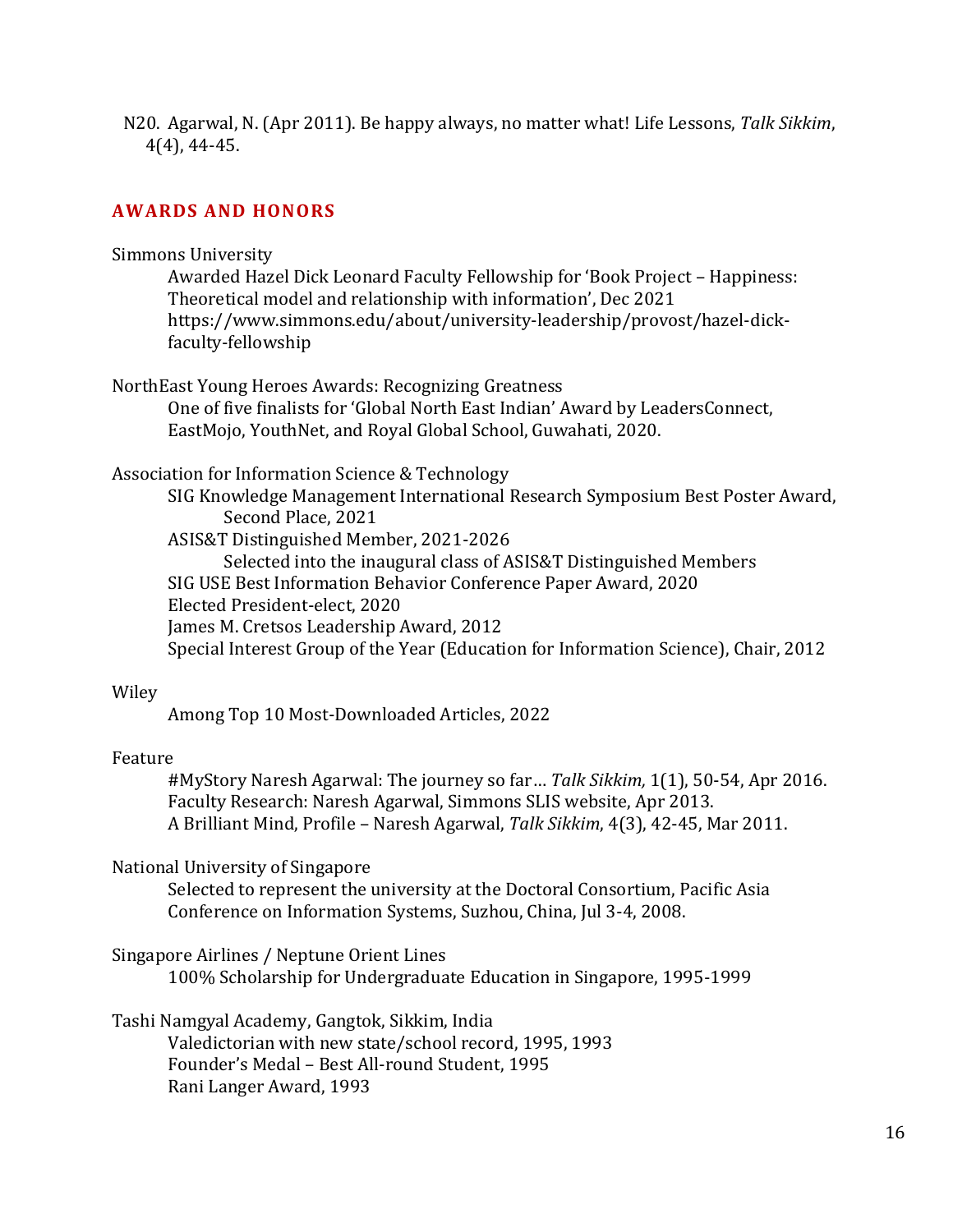N20. Agarwal, N. (Apr 2011). Be happy always, no matter what! Life Lessons, *Talk Sikkim*, 4(4), 44-45.

## AWARDS AND HONORS

Simmons University

Awarded Hazel Dick Leonard Faculty Fellowship for 'Book Project – Happiness: Theoretical model and relationship with information', Dec 2021 https://www.simmons.edu/about/university-leadership/provost/hazel-dick-faculty-fellowship

NorthEast Young Heroes Awards: Recognizing Greatness

One of five finalists for 'Global North East Indian' Award by LeadersConnect, EastMojo, YouthNet, and Royal Global School, Guwahati, 2020.

Association for Information Science & Technology

SIG Knowledge Management International Research Symposium Best Poster Award, Second Place, 2021

ASIS&T Distinguished Member, 2021-2026

Selected into the inaugural class of ASIS&T Distinguished Members

SIG USE Best Information Behavior Conference Paper Award, 2020

Elected President-elect, 2020

James M. Cretsos Leadership Award, 2012

Special Interest Group of the Year (Education for Information Science), Chair, 2012

Wiley

Among Top 10 Most-Downloaded Articles, 2022

Feature

#MyStory Naresh Agarwal: The journey so far… *Talk Sikkim,* 1(1), 50-54, Apr 2016.

Faculty Research: Naresh Agarwal, Simmons SLIS website, Apr 2013.

A Brilliant Mind, Profile – Naresh Agarwal, *Talk Sikkim*, 4(3), 42-45, Mar 2011.

National University of Singapore

Selected to represent the university at the Doctoral Consortium, Pacific Asia Conference on Information Systems, Suzhou, China, Jul 3-4, 2008.

Singapore Airlines / Neptune Orient Lines

100% Scholarship for Undergraduate Education in Singapore, 1995-1999

Tashi Namgyal Academy, Gangtok, Sikkim, India

Valedictorian with new state/school record, 1995, 1993

Founder's Medal – Best All-round Student, 1995

Rani Langer Award, 1993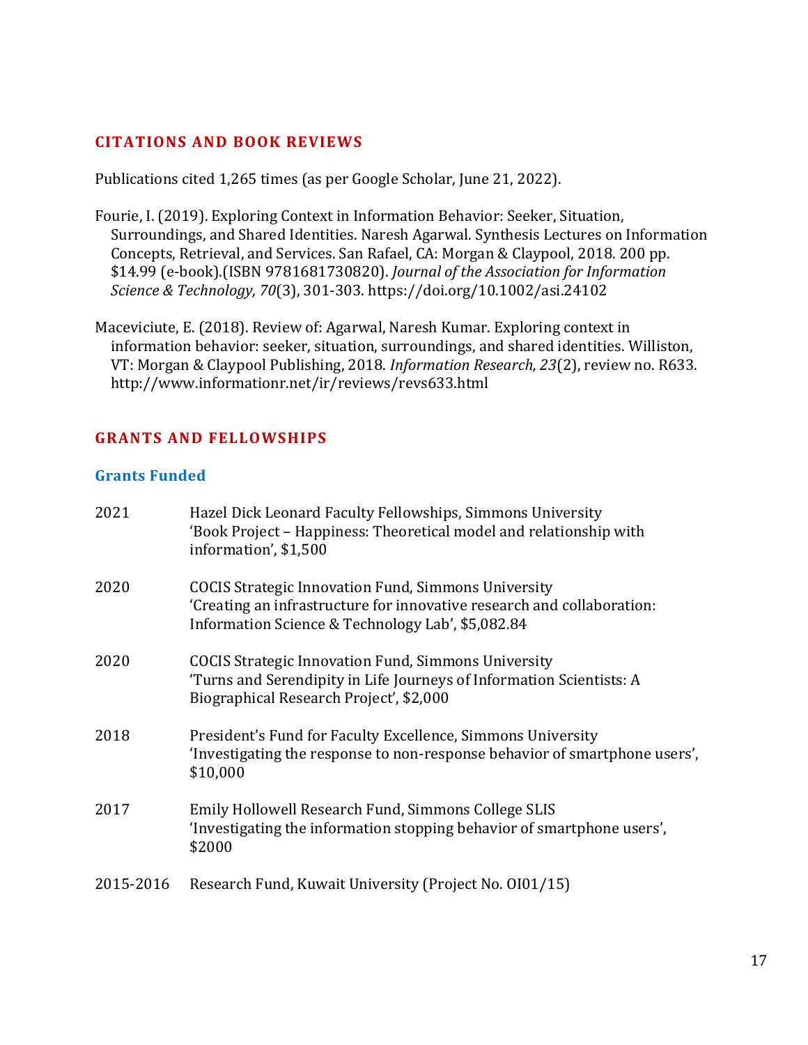## CITATIONS AND BOOK REVIEWS

Publications cited 1,265 times (as per Google Scholar, June 21, 2022).

Fourie, I. (2019). Exploring Context in Information Behavior: Seeker, Situation, Surroundings, and Shared Identities. Naresh Agarwal. Synthesis Lectures on Information Concepts, Retrieval, and Services. San Rafael, CA: Morgan & Claypool, 2018. 200 pp. $14.99 (e-book).(ISBN 9781681730820). *Journal of the Association for Information Science & Technology, 70*(3), 301-303. https://doi.org/10.1002/asi.24102

Maceviciute, E. (2018). Review of: Agarwal, Naresh Kumar. Exploring context in information behavior: seeker, situation, surroundings, and shared identities. Williston, VT: Morgan & Claypool Publishing, 2018. *Information Research, 23*(2), review no. R633. http://www.informationr.net/ir/reviews/revs633.html

## GRANTS AND FELLOWSHIPS

### Grants Funded

2021 — Hazel Dick Leonard Faculty Fellowships, Simmons University
'Book Project – Happiness: Theoretical model and relationship with information', $1,500

2020 — COCIS Strategic Innovation Fund, Simmons University
'Creating an infrastructure for innovative research and collaboration: Information Science & Technology Lab', $5,082.84

2020 — COCIS Strategic Innovation Fund, Simmons University
'Turns and Serendipity in Life Journeys of Information Scientists: A Biographical Research Project', $2,000

2018 — President's Fund for Faculty Excellence, Simmons University
'Investigating the response to non-response behavior of smartphone users', $10,000

2017 — Emily Hollowell Research Fund, Simmons College SLIS
'Investigating the information stopping behavior of smartphone users', $2000

2015-2016 — Research Fund, Kuwait University (Project No. OI01/15)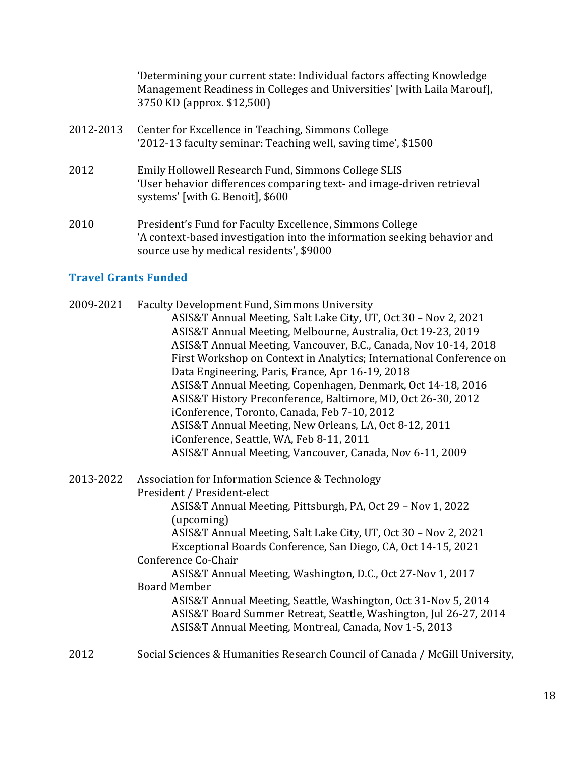‘Determining your current state: Individual factors affecting Knowledge Management Readiness in Colleges and Universities’ [with Laila Marouf], 3750 KD (approx. $12,500)

2012-2013 Center for Excellence in Teaching, Simmons College
‘2012-13 faculty seminar: Teaching well, saving time’, $1500

2012 Emily Hollowell Research Fund, Simmons College SLIS
‘User behavior differences comparing text- and image-driven retrieval systems’ [with G. Benoit], $600

2010 President’s Fund for Faculty Excellence, Simmons College
‘A context-based investigation into the information seeking behavior and source use by medical residents’, $9000

### Travel Grants Funded

2009-2021 Faculty Development Fund, Simmons University
- ASIS&T Annual Meeting, Salt Lake City, UT, Oct 30 – Nov 2, 2021
- ASIS&T Annual Meeting, Melbourne, Australia, Oct 19-23, 2019
- ASIS&T Annual Meeting, Vancouver, B.C., Canada, Nov 10-14, 2018
- First Workshop on Context in Analytics; International Conference on Data Engineering, Paris, France, Apr 16-19, 2018
- ASIS&T Annual Meeting, Copenhagen, Denmark, Oct 14-18, 2016
- ASIS&T History Preconference, Baltimore, MD, Oct 26-30, 2012
- iConference, Toronto, Canada, Feb 7-10, 2012
- ASIS&T Annual Meeting, New Orleans, LA, Oct 8-12, 2011
- iConference, Seattle, WA, Feb 8-11, 2011
- ASIS&T Annual Meeting, Vancouver, Canada, Nov 6-11, 2009

2013-2022 Association for Information Science & Technology

President / President-elect
- ASIS&T Annual Meeting, Pittsburgh, PA, Oct 29 – Nov 1, 2022 (upcoming)
- ASIS&T Annual Meeting, Salt Lake City, UT, Oct 30 – Nov 2, 2021
- Exceptional Boards Conference, San Diego, CA, Oct 14-15, 2021

Conference Co-Chair
- ASIS&T Annual Meeting, Washington, D.C., Oct 27-Nov 1, 2017

Board Member
- ASIS&T Annual Meeting, Seattle, Washington, Oct 31-Nov 5, 2014
- ASIS&T Board Summer Retreat, Seattle, Washington, Jul 26-27, 2014
- ASIS&T Annual Meeting, Montreal, Canada, Nov 1-5, 2013

2012 Social Sciences & Humanities Research Council of Canada / McGill University,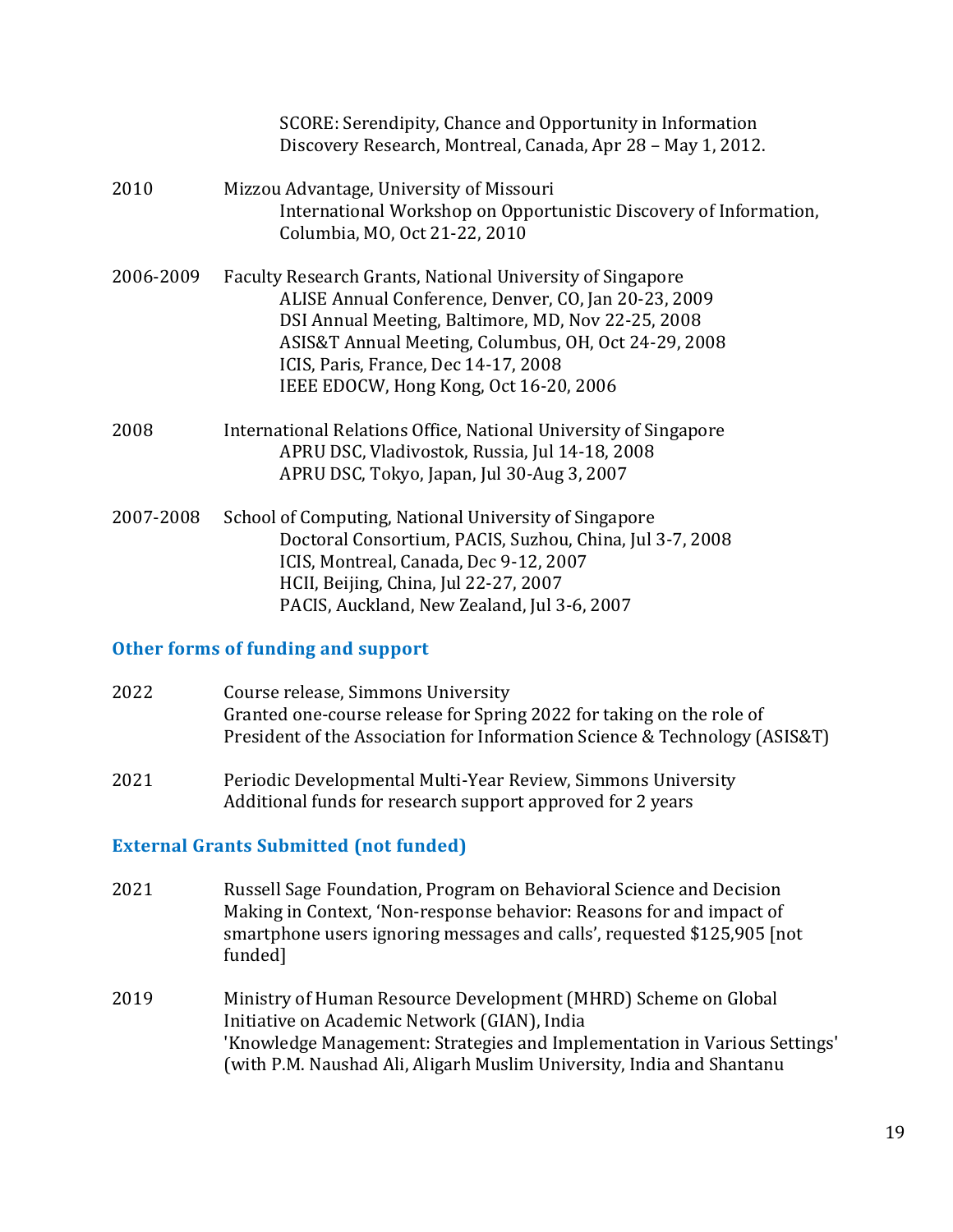SCORE: Serendipity, Chance and Opportunity in Information Discovery Research, Montreal, Canada, Apr 28 – May 1, 2012.

2010 Mizzou Advantage, University of Missouri
International Workshop on Opportunistic Discovery of Information, Columbia, MO, Oct 21-22, 2010

2006-2009 Faculty Research Grants, National University of Singapore
ALISE Annual Conference, Denver, CO, Jan 20-23, 2009
DSI Annual Meeting, Baltimore, MD, Nov 22-25, 2008
ASIS&T Annual Meeting, Columbus, OH, Oct 24-29, 2008
ICIS, Paris, France, Dec 14-17, 2008
IEEE EDOCW, Hong Kong, Oct 16-20, 2006

2008 International Relations Office, National University of Singapore
APRU DSC, Vladivostok, Russia, Jul 14-18, 2008
APRU DSC, Tokyo, Japan, Jul 30-Aug 3, 2007

2007-2008 School of Computing, National University of Singapore
Doctoral Consortium, PACIS, Suzhou, China, Jul 3-7, 2008
ICIS, Montreal, Canada, Dec 9-12, 2007
HCII, Beijing, China, Jul 22-27, 2007
PACIS, Auckland, New Zealand, Jul 3-6, 2007

## Other forms of funding and support

2022 Course release, Simmons University
Granted one-course release for Spring 2022 for taking on the role of President of the Association for Information Science & Technology (ASIS&T)

2021 Periodic Developmental Multi-Year Review, Simmons University
Additional funds for research support approved for 2 years

## External Grants Submitted (not funded)

2021 Russell Sage Foundation, Program on Behavioral Science and Decision Making in Context, 'Non-response behavior: Reasons for and impact of smartphone users ignoring messages and calls', requested $125,905 [not funded]

2019 Ministry of Human Resource Development (MHRD) Scheme on Global Initiative on Academic Network (GIAN), India
'Knowledge Management: Strategies and Implementation in Various Settings' (with P.M. Naushad Ali, Aligarh Muslim University, India and Shantanu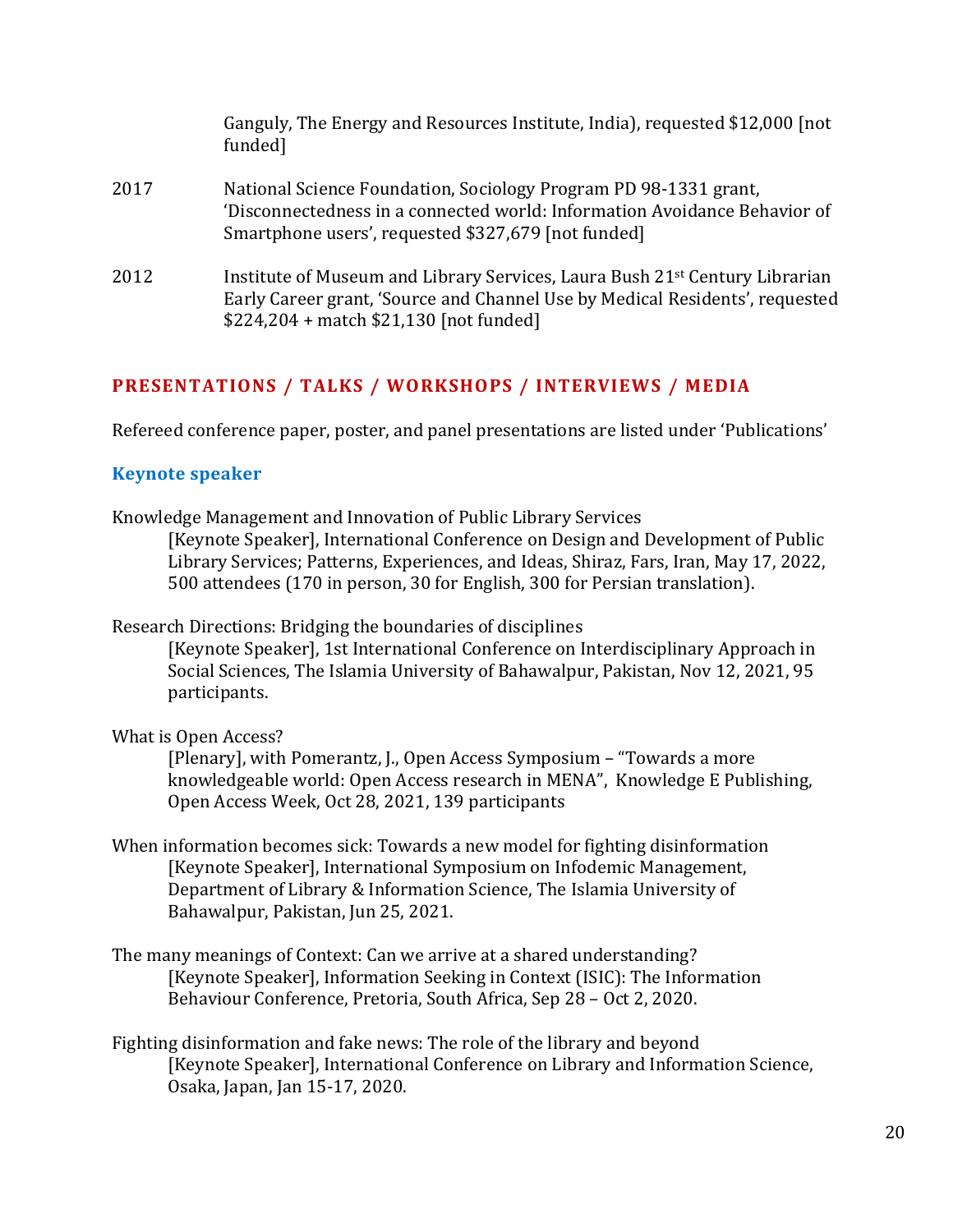Ganguly, The Energy and Resources Institute, India), requested $12,000 [not funded]

2017 National Science Foundation, Sociology Program PD 98-1331 grant, 'Disconnectedness in a connected world: Information Avoidance Behavior of Smartphone users', requested $327,679 [not funded]

2012 Institute of Museum and Library Services, Laura Bush 21st Century Librarian Early Career grant, 'Source and Channel Use by Medical Residents', requested $224,204 + match $21,130 [not funded]

## PRESENTATIONS / TALKS / WORKSHOPS / INTERVIEWS / MEDIA

Refereed conference paper, poster, and panel presentations are listed under 'Publications'

### Keynote speaker

Knowledge Management and Innovation of Public Library Services
[Keynote Speaker], International Conference on Design and Development of Public Library Services; Patterns, Experiences, and Ideas, Shiraz, Fars, Iran, May 17, 2022, 500 attendees (170 in person, 30 for English, 300 for Persian translation).

Research Directions: Bridging the boundaries of disciplines
[Keynote Speaker], 1st International Conference on Interdisciplinary Approach in Social Sciences, The Islamia University of Bahawalpur, Pakistan, Nov 12, 2021, 95 participants.

What is Open Access?
[Plenary], with Pomerantz, J., Open Access Symposium – "Towards a more knowledgeable world: Open Access research in MENA", Knowledge E Publishing, Open Access Week, Oct 28, 2021, 139 participants

When information becomes sick: Towards a new model for fighting disinformation
[Keynote Speaker], International Symposium on Infodemic Management, Department of Library & Information Science, The Islamia University of Bahawalpur, Pakistan, Jun 25, 2021.

The many meanings of Context: Can we arrive at a shared understanding?
[Keynote Speaker], Information Seeking in Context (ISIC): The Information Behaviour Conference, Pretoria, South Africa, Sep 28 – Oct 2, 2020.

Fighting disinformation and fake news: The role of the library and beyond
[Keynote Speaker], International Conference on Library and Information Science, Osaka, Japan, Jan 15-17, 2020.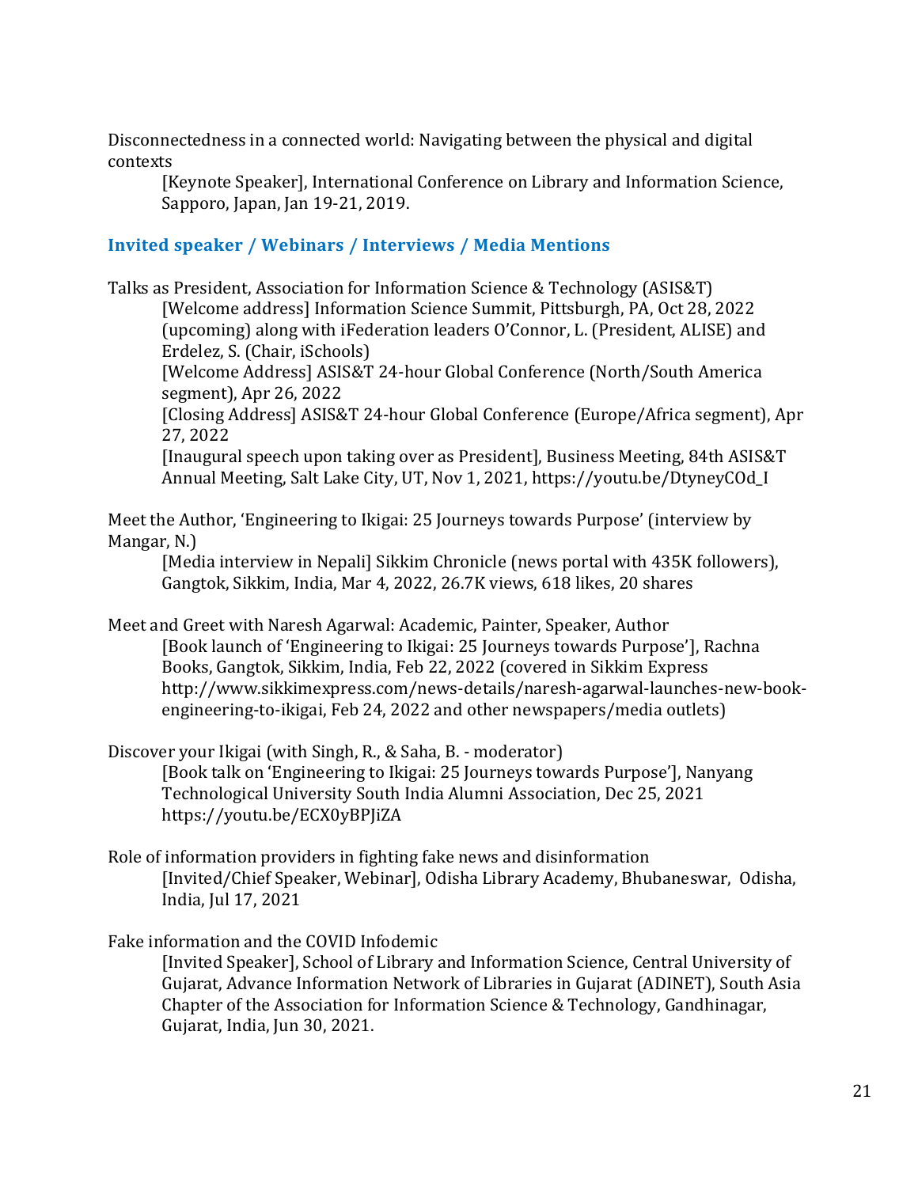Disconnectedness in a connected world: Navigating between the physical and digital contexts

> [Keynote Speaker], International Conference on Library and Information Science, Sapporo, Japan, Jan 19-21, 2019.

## Invited speaker / Webinars / Interviews / Media Mentions

Talks as President, Association for Information Science & Technology (ASIS&T)

> [Welcome address] Information Science Summit, Pittsburgh, PA, Oct 28, 2022 (upcoming) along with iFederation leaders O'Connor, L. (President, ALISE) and Erdelez, S. (Chair, iSchools)
>
> [Welcome Address] ASIS&T 24-hour Global Conference (North/South America segment), Apr 26, 2022
>
> [Closing Address] ASIS&T 24-hour Global Conference (Europe/Africa segment), Apr 27, 2022
>
> [Inaugural speech upon taking over as President], Business Meeting, 84th ASIS&T Annual Meeting, Salt Lake City, UT, Nov 1, 2021, https://youtu.be/DtyneyCOd_I

Meet the Author, 'Engineering to Ikigai: 25 Journeys towards Purpose' (interview by Mangar, N.)

> [Media interview in Nepali] Sikkim Chronicle (news portal with 435K followers), Gangtok, Sikkim, India, Mar 4, 2022, 26.7K views, 618 likes, 20 shares

Meet and Greet with Naresh Agarwal: Academic, Painter, Speaker, Author

> [Book launch of 'Engineering to Ikigai: 25 Journeys towards Purpose'], Rachna Books, Gangtok, Sikkim, India, Feb 22, 2022 (covered in Sikkim Express http://www.sikkimexpress.com/news-details/naresh-agarwal-launches-new-book-engineering-to-ikigai, Feb 24, 2022 and other newspapers/media outlets)

Discover your Ikigai (with Singh, R., & Saha, B. - moderator)

> [Book talk on 'Engineering to Ikigai: 25 Journeys towards Purpose'], Nanyang Technological University South India Alumni Association, Dec 25, 2021 https://youtu.be/ECX0yBPJiZA

Role of information providers in fighting fake news and disinformation

> [Invited/Chief Speaker, Webinar], Odisha Library Academy, Bhubaneswar, Odisha, India, Jul 17, 2021

Fake information and the COVID Infodemic

> [Invited Speaker], School of Library and Information Science, Central University of Gujarat, Advance Information Network of Libraries in Gujarat (ADINET), South Asia Chapter of the Association for Information Science & Technology, Gandhinagar, Gujarat, India, Jun 30, 2021.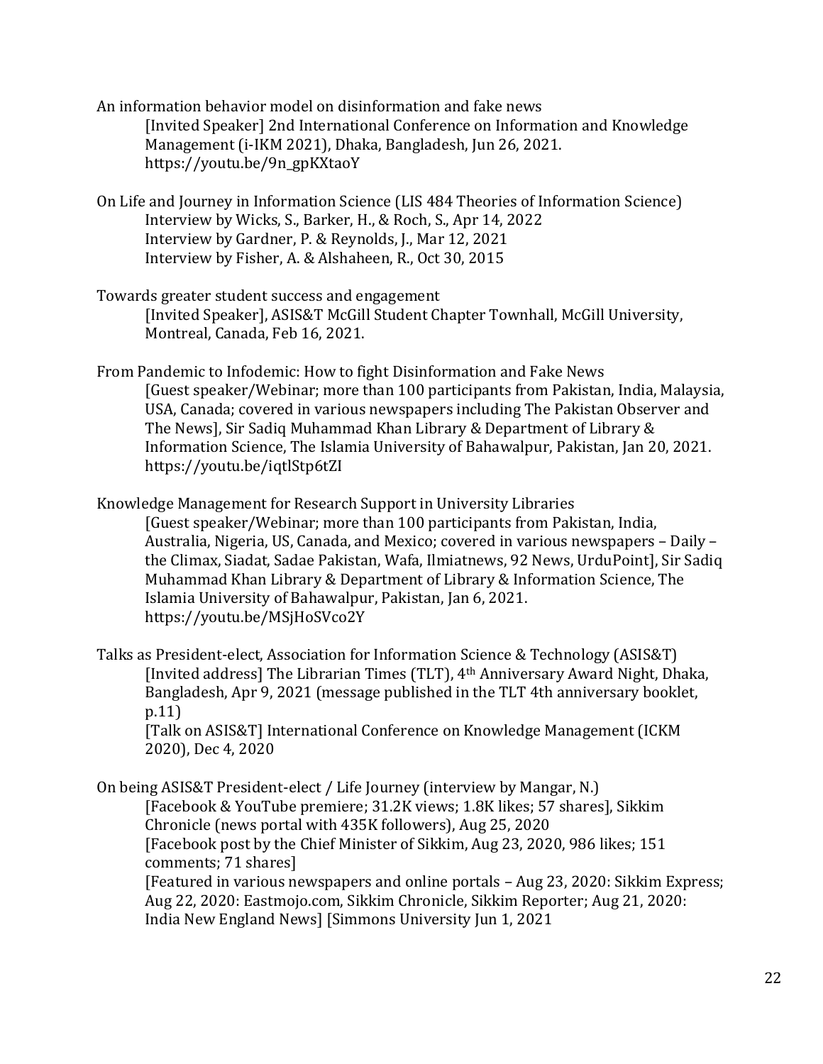An information behavior model on disinformation and fake news

[Invited Speaker] 2nd International Conference on Information and Knowledge Management (i-IKM 2021), Dhaka, Bangladesh, Jun 26, 2021. https://youtu.be/9n_gpKXtaoY

On Life and Journey in Information Science (LIS 484 Theories of Information Science)

Interview by Wicks, S., Barker, H., & Roch, S., Apr 14, 2022
Interview by Gardner, P. & Reynolds, J., Mar 12, 2021
Interview by Fisher, A. & Alshaheen, R., Oct 30, 2015

Towards greater student success and engagement

[Invited Speaker], ASIS&T McGill Student Chapter Townhall, McGill University, Montreal, Canada, Feb 16, 2021.

From Pandemic to Infodemic: How to fight Disinformation and Fake News

[Guest speaker/Webinar; more than 100 participants from Pakistan, India, Malaysia, USA, Canada; covered in various newspapers including The Pakistan Observer and The News], Sir Sadiq Muhammad Khan Library & Department of Library & Information Science, The Islamia University of Bahawalpur, Pakistan, Jan 20, 2021. https://youtu.be/iqtlStp6tZI

Knowledge Management for Research Support in University Libraries

[Guest speaker/Webinar; more than 100 participants from Pakistan, India, Australia, Nigeria, US, Canada, and Mexico; covered in various newspapers – Daily – the Climax, Siadat, Sadae Pakistan, Wafa, Ilmiatnews, 92 News, UrduPoint], Sir Sadiq Muhammad Khan Library & Department of Library & Information Science, The Islamia University of Bahawalpur, Pakistan, Jan 6, 2021. https://youtu.be/MSjHoSVco2Y

Talks as President-elect, Association for Information Science & Technology (ASIS&T)

[Invited address] The Librarian Times (TLT), 4th Anniversary Award Night, Dhaka, Bangladesh, Apr 9, 2021 (message published in the TLT 4th anniversary booklet, p.11)
[Talk on ASIS&T] International Conference on Knowledge Management (ICKM 2020), Dec 4, 2020

On being ASIS&T President-elect / Life Journey (interview by Mangar, N.)

[Facebook & YouTube premiere; 31.2K views; 1.8K likes; 57 shares], Sikkim Chronicle (news portal with 435K followers), Aug 25, 2020
[Facebook post by the Chief Minister of Sikkim, Aug 23, 2020, 986 likes; 151 comments; 71 shares]
[Featured in various newspapers and online portals – Aug 23, 2020: Sikkim Express; Aug 22, 2020: Eastmojo.com, Sikkim Chronicle, Sikkim Reporter; Aug 21, 2020: India New England News] [Simmons University Jun 1, 2021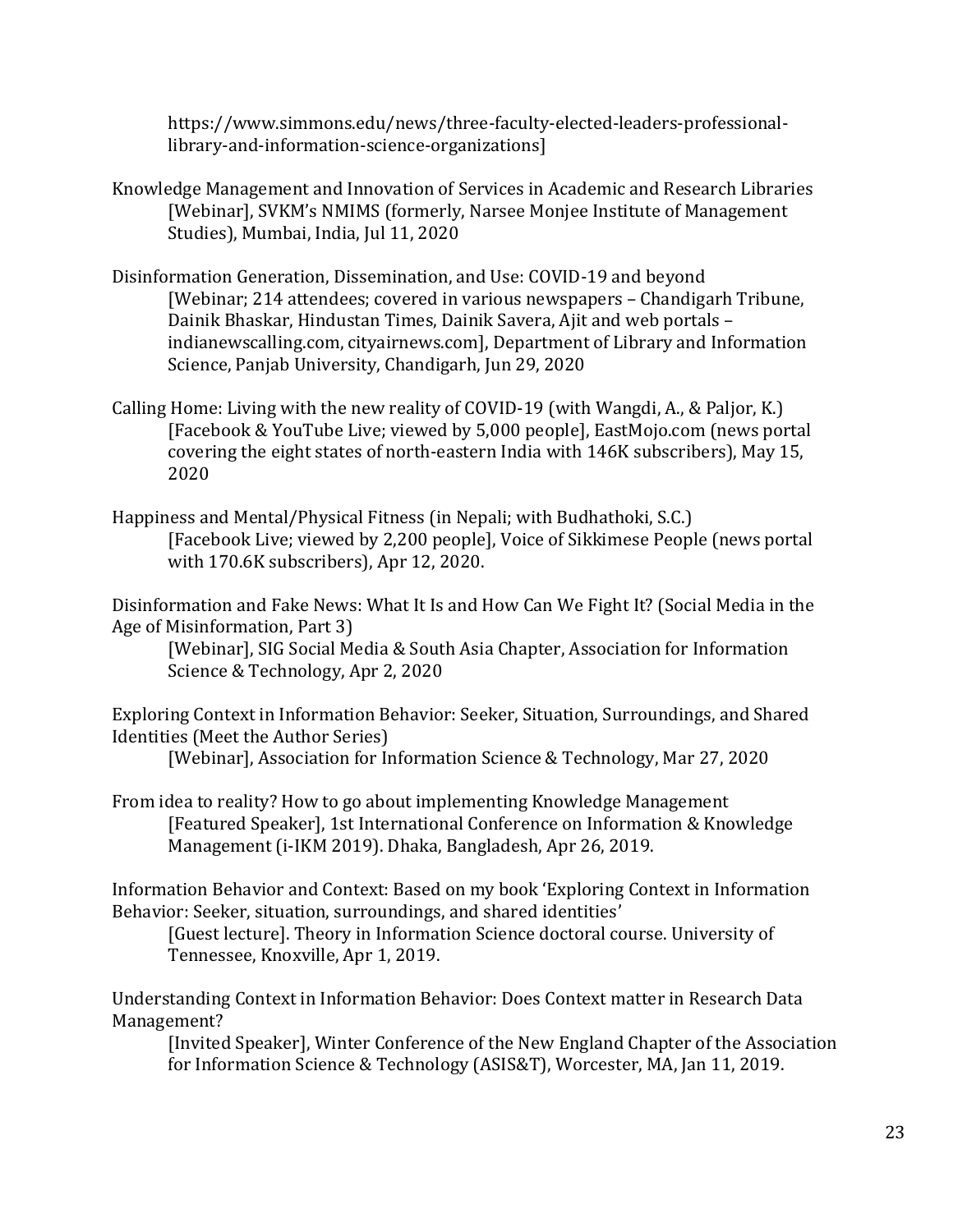https://www.simmons.edu/news/three-faculty-elected-leaders-professional-library-and-information-science-organizations]

Knowledge Management and Innovation of Services in Academic and Research Libraries
[Webinar], SVKM's NMIMS (formerly, Narsee Monjee Institute of Management Studies), Mumbai, India, Jul 11, 2020

Disinformation Generation, Dissemination, and Use: COVID-19 and beyond
[Webinar; 214 attendees; covered in various newspapers – Chandigarh Tribune, Dainik Bhaskar, Hindustan Times, Dainik Savera, Ajit and web portals – indianewscalling.com, cityairnews.com], Department of Library and Information Science, Panjab University, Chandigarh, Jun 29, 2020

Calling Home: Living with the new reality of COVID-19 (with Wangdi, A., & Paljor, K.)
[Facebook & YouTube Live; viewed by 5,000 people], EastMojo.com (news portal covering the eight states of north-eastern India with 146K subscribers), May 15, 2020

Happiness and Mental/Physical Fitness (in Nepali; with Budhathoki, S.C.)
[Facebook Live; viewed by 2,200 people], Voice of Sikkimese People (news portal with 170.6K subscribers), Apr 12, 2020.

Disinformation and Fake News: What It Is and How Can We Fight It? (Social Media in the Age of Misinformation, Part 3)
[Webinar], SIG Social Media & South Asia Chapter, Association for Information Science & Technology, Apr 2, 2020

Exploring Context in Information Behavior: Seeker, Situation, Surroundings, and Shared Identities (Meet the Author Series)
[Webinar], Association for Information Science & Technology, Mar 27, 2020

From idea to reality? How to go about implementing Knowledge Management
[Featured Speaker], 1st International Conference on Information & Knowledge Management (i-IKM 2019). Dhaka, Bangladesh, Apr 26, 2019.

Information Behavior and Context: Based on my book 'Exploring Context in Information Behavior: Seeker, situation, surroundings, and shared identities'
[Guest lecture]. Theory in Information Science doctoral course. University of Tennessee, Knoxville, Apr 1, 2019.

Understanding Context in Information Behavior: Does Context matter in Research Data Management?
[Invited Speaker], Winter Conference of the New England Chapter of the Association for Information Science & Technology (ASIS&T), Worcester, MA, Jan 11, 2019.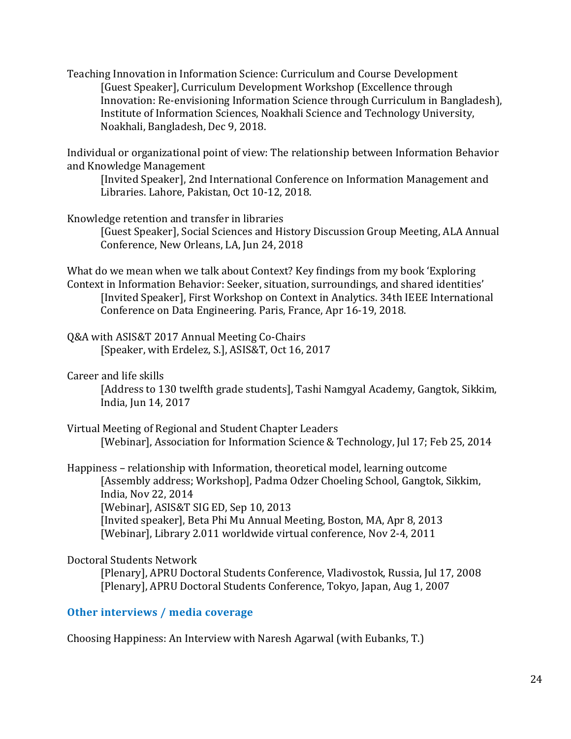Teaching Innovation in Information Science: Curriculum and Course Development

  [Guest Speaker], Curriculum Development Workshop (Excellence through Innovation: Re-envisioning Information Science through Curriculum in Bangladesh), Institute of Information Sciences, Noakhali Science and Technology University, Noakhali, Bangladesh, Dec 9, 2018.

Individual or organizational point of view: The relationship between Information Behavior and Knowledge Management

  [Invited Speaker], 2nd International Conference on Information Management and Libraries. Lahore, Pakistan, Oct 10-12, 2018.

Knowledge retention and transfer in libraries

  [Guest Speaker], Social Sciences and History Discussion Group Meeting, ALA Annual Conference, New Orleans, LA, Jun 24, 2018

What do we mean when we talk about Context? Key findings from my book 'Exploring Context in Information Behavior: Seeker, situation, surroundings, and shared identities'

  [Invited Speaker], First Workshop on Context in Analytics. 34th IEEE International Conference on Data Engineering. Paris, France, Apr 16-19, 2018.

Q&A with ASIS&T 2017 Annual Meeting Co-Chairs

  [Speaker, with Erdelez, S.], ASIS&T, Oct 16, 2017

Career and life skills

  [Address to 130 twelfth grade students], Tashi Namgyal Academy, Gangtok, Sikkim, India, Jun 14, 2017

Virtual Meeting of Regional and Student Chapter Leaders

  [Webinar], Association for Information Science & Technology, Jul 17; Feb 25, 2014

Happiness – relationship with Information, theoretical model, learning outcome

  [Assembly address; Workshop], Padma Odzer Choeling School, Gangtok, Sikkim, India, Nov 22, 2014
  [Webinar], ASIS&T SIG ED, Sep 10, 2013
  [Invited speaker], Beta Phi Mu Annual Meeting, Boston, MA, Apr 8, 2013
  [Webinar], Library 2.011 worldwide virtual conference, Nov 2-4, 2011

Doctoral Students Network

  [Plenary], APRU Doctoral Students Conference, Vladivostok, Russia, Jul 17, 2008
  [Plenary], APRU Doctoral Students Conference, Tokyo, Japan, Aug 1, 2007

## Other interviews / media coverage

Choosing Happiness: An Interview with Naresh Agarwal (with Eubanks, T.)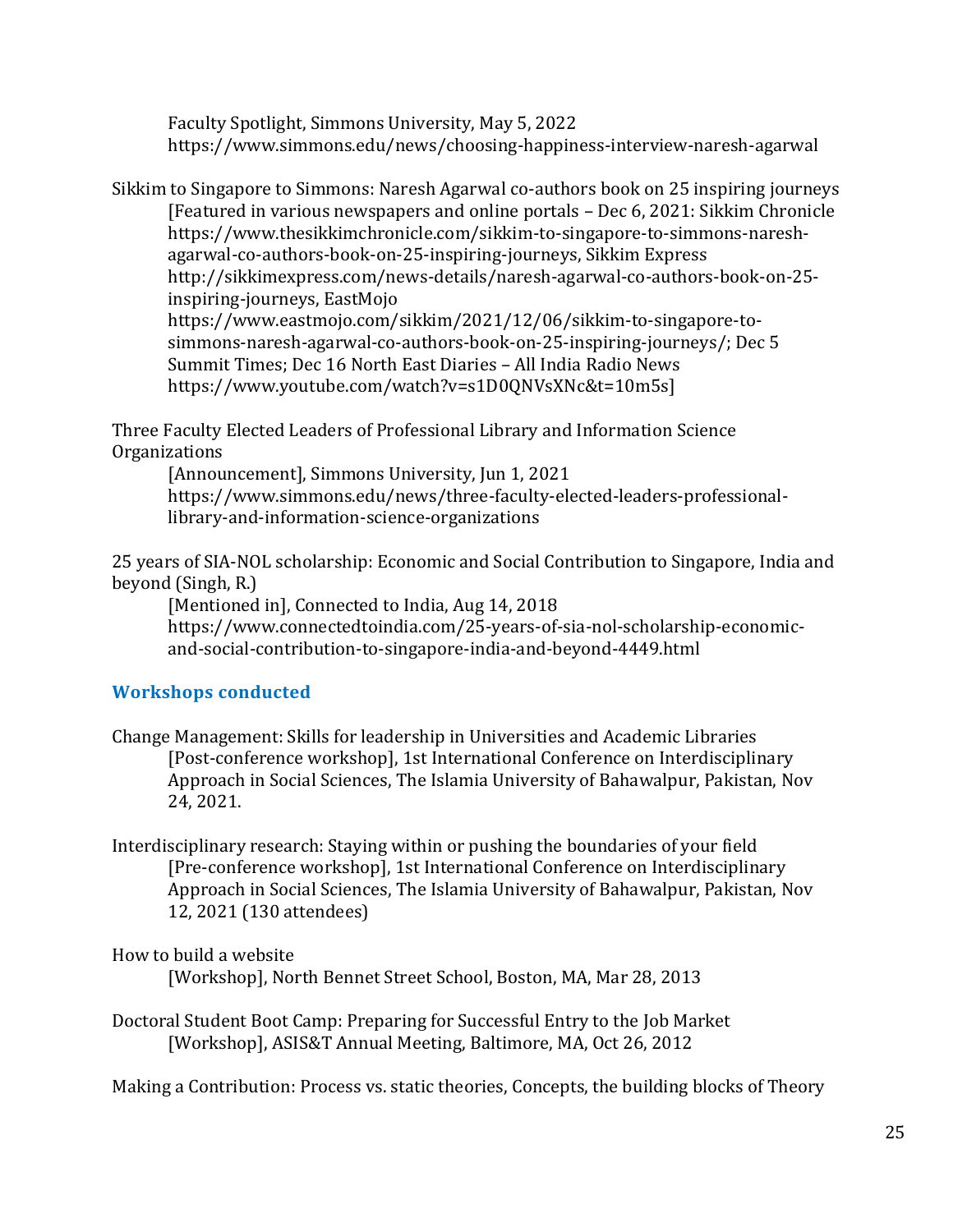Faculty Spotlight, Simmons University, May 5, 2022
https://www.simmons.edu/news/choosing-happiness-interview-naresh-agarwal

Sikkim to Singapore to Simmons: Naresh Agarwal co-authors book on 25 inspiring journeys
[Featured in various newspapers and online portals – Dec 6, 2021: Sikkim Chronicle https://www.thesikkimchronicle.com/sikkim-to-singapore-to-simmons-naresh-agarwal-co-authors-book-on-25-inspiring-journeys, Sikkim Express http://sikkimexpress.com/news-details/naresh-agarwal-co-authors-book-on-25-inspiring-journeys, EastMojo https://www.eastmojo.com/sikkim/2021/12/06/sikkim-to-singapore-to-simmons-naresh-agarwal-co-authors-book-on-25-inspiring-journeys/; Dec 5 Summit Times; Dec 16 North East Diaries – All India Radio News https://www.youtube.com/watch?v=s1D0QNVsXNc&t=10m5s]

Three Faculty Elected Leaders of Professional Library and Information Science Organizations
[Announcement], Simmons University, Jun 1, 2021
https://www.simmons.edu/news/three-faculty-elected-leaders-professional-library-and-information-science-organizations

25 years of SIA-NOL scholarship: Economic and Social Contribution to Singapore, India and beyond (Singh, R.)
[Mentioned in], Connected to India, Aug 14, 2018
https://www.connectedtoindia.com/25-years-of-sia-nol-scholarship-economic-and-social-contribution-to-singapore-india-and-beyond-4449.html

### Workshops conducted

Change Management: Skills for leadership in Universities and Academic Libraries
[Post-conference workshop], 1st International Conference on Interdisciplinary Approach in Social Sciences, The Islamia University of Bahawalpur, Pakistan, Nov 24, 2021.

Interdisciplinary research: Staying within or pushing the boundaries of your field
[Pre-conference workshop], 1st International Conference on Interdisciplinary Approach in Social Sciences, The Islamia University of Bahawalpur, Pakistan, Nov 12, 2021 (130 attendees)

How to build a website
[Workshop], North Bennet Street School, Boston, MA, Mar 28, 2013

Doctoral Student Boot Camp: Preparing for Successful Entry to the Job Market
[Workshop], ASIS&T Annual Meeting, Baltimore, MA, Oct 26, 2012

Making a Contribution: Process vs. static theories, Concepts, the building blocks of Theory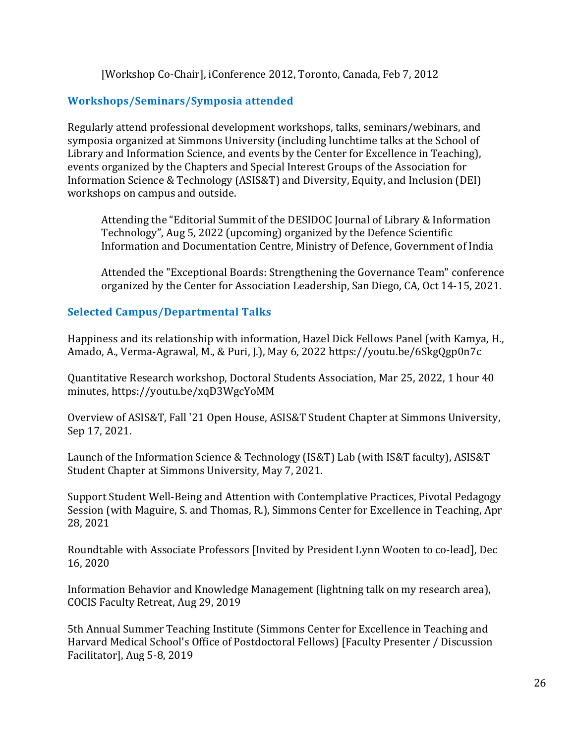[Workshop Co-Chair], iConference 2012, Toronto, Canada, Feb 7, 2012

## Workshops/Seminars/Symposia attended

Regularly attend professional development workshops, talks, seminars/webinars, and symposia organized at Simmons University (including lunchtime talks at the School of Library and Information Science, and events by the Center for Excellence in Teaching), events organized by the Chapters and Special Interest Groups of the Association for Information Science & Technology (ASIS&T) and Diversity, Equity, and Inclusion (DEI) workshops on campus and outside.

> Attending the "Editorial Summit of the DESIDOC Journal of Library & Information Technology", Aug 5, 2022 (upcoming) organized by the Defence Scientific Information and Documentation Centre, Ministry of Defence, Government of India
>
> Attended the "Exceptional Boards: Strengthening the Governance Team" conference organized by the Center for Association Leadership, San Diego, CA, Oct 14-15, 2021.

## Selected Campus/Departmental Talks

Happiness and its relationship with information, Hazel Dick Fellows Panel (with Kamya, H., Amado, A., Verma-Agrawal, M., & Puri, J.), May 6, 2022 https://youtu.be/6SkgQgp0n7c

Quantitative Research workshop, Doctoral Students Association, Mar 25, 2022, 1 hour 40 minutes, https://youtu.be/xqD3WgcYoMM

Overview of ASIS&T, Fall '21 Open House, ASIS&T Student Chapter at Simmons University, Sep 17, 2021.

Launch of the Information Science & Technology (IS&T) Lab (with IS&T faculty), ASIS&T Student Chapter at Simmons University, May 7, 2021.

Support Student Well-Being and Attention with Contemplative Practices, Pivotal Pedagogy Session (with Maguire, S. and Thomas, R.), Simmons Center for Excellence in Teaching, Apr 28, 2021

Roundtable with Associate Professors [Invited by President Lynn Wooten to co-lead], Dec 16, 2020

Information Behavior and Knowledge Management (lightning talk on my research area), COCIS Faculty Retreat, Aug 29, 2019

5th Annual Summer Teaching Institute (Simmons Center for Excellence in Teaching and Harvard Medical School's Office of Postdoctoral Fellows) [Faculty Presenter / Discussion Facilitator], Aug 5-8, 2019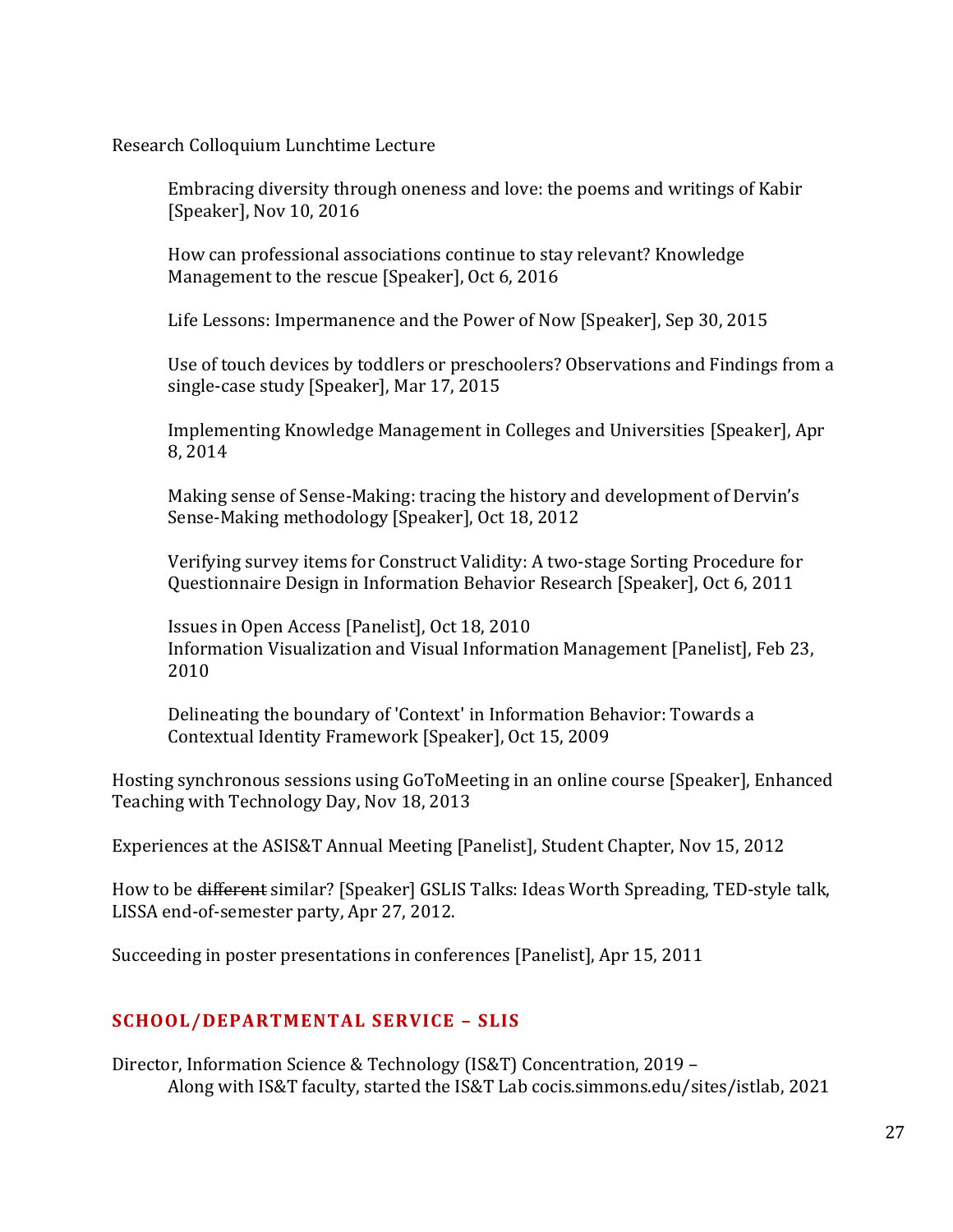Research Colloquium Lunchtime Lecture

Embracing diversity through oneness and love: the poems and writings of Kabir [Speaker], Nov 10, 2016

How can professional associations continue to stay relevant? Knowledge Management to the rescue [Speaker], Oct 6, 2016

Life Lessons: Impermanence and the Power of Now [Speaker], Sep 30, 2015

Use of touch devices by toddlers or preschoolers? Observations and Findings from a single-case study [Speaker], Mar 17, 2015

Implementing Knowledge Management in Colleges and Universities [Speaker], Apr 8, 2014

Making sense of Sense-Making: tracing the history and development of Dervin's Sense-Making methodology [Speaker], Oct 18, 2012

Verifying survey items for Construct Validity: A two-stage Sorting Procedure for Questionnaire Design in Information Behavior Research [Speaker], Oct 6, 2011

Issues in Open Access [Panelist], Oct 18, 2010
Information Visualization and Visual Information Management [Panelist], Feb 23, 2010

Delineating the boundary of 'Context' in Information Behavior: Towards a Contextual Identity Framework [Speaker], Oct 15, 2009

Hosting synchronous sessions using GoToMeeting in an online course [Speaker], Enhanced Teaching with Technology Day, Nov 18, 2013

Experiences at the ASIS&T Annual Meeting [Panelist], Student Chapter, Nov 15, 2012

How to be ~~different~~ similar? [Speaker] GSLIS Talks: Ideas Worth Spreading, TED-style talk, LISSA end-of-semester party, Apr 27, 2012.

Succeeding in poster presentations in conferences [Panelist], Apr 15, 2011

## SCHOOL/DEPARTMENTAL SERVICE – SLIS

Director, Information Science & Technology (IS&T) Concentration, 2019 –
Along with IS&T faculty, started the IS&T Lab cocis.simmons.edu/sites/istlab, 2021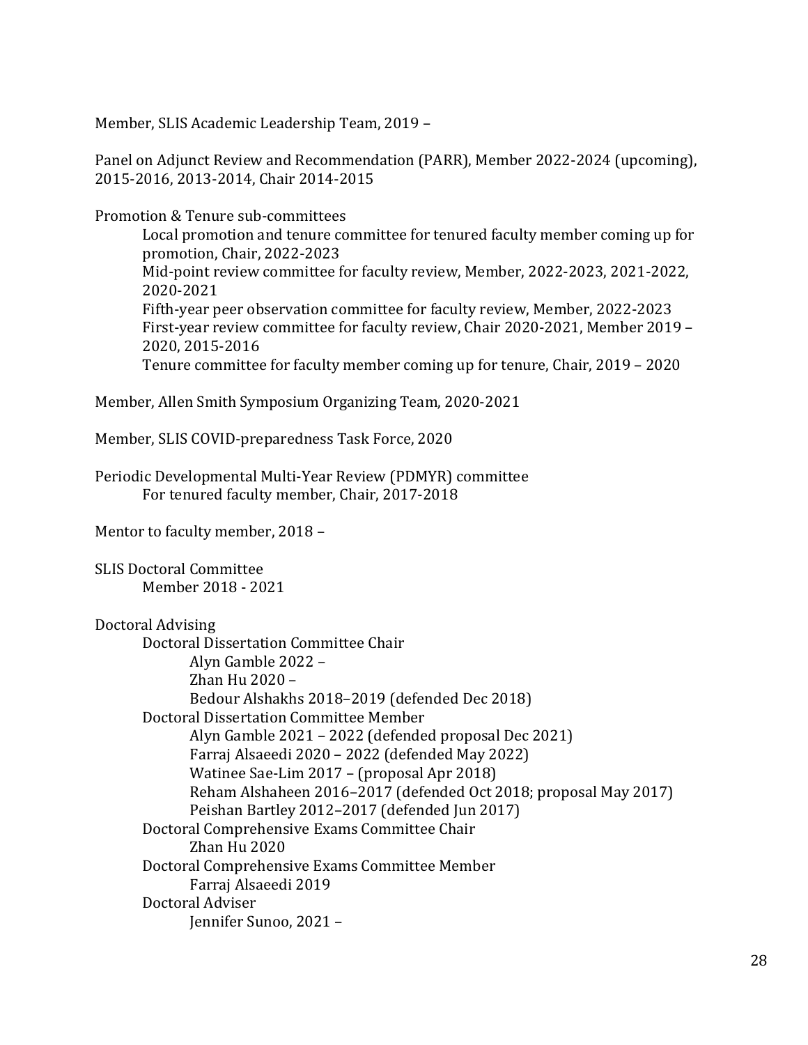Member, SLIS Academic Leadership Team, 2019 –

Panel on Adjunct Review and Recommendation (PARR), Member 2022-2024 (upcoming), 2015-2016, 2013-2014, Chair 2014-2015

Promotion & Tenure sub-committees

- Local promotion and tenure committee for tenured faculty member coming up for promotion, Chair, 2022-2023
- Mid-point review committee for faculty review, Member, 2022-2023, 2021-2022, 2020-2021
- Fifth-year peer observation committee for faculty review, Member, 2022-2023
- First-year review committee for faculty review, Chair 2020-2021, Member 2019 – 2020, 2015-2016
- Tenure committee for faculty member coming up for tenure, Chair, 2019 – 2020

Member, Allen Smith Symposium Organizing Team, 2020-2021

Member, SLIS COVID-preparedness Task Force, 2020

Periodic Developmental Multi-Year Review (PDMYR) committee

- For tenured faculty member, Chair, 2017-2018

Mentor to faculty member, 2018 –

SLIS Doctoral Committee

- Member 2018 - 2021

Doctoral Advising

- Doctoral Dissertation Committee Chair
  - Alyn Gamble 2022 –
  - Zhan Hu 2020 –
  - Bedour Alshakhs 2018–2019 (defended Dec 2018)
- Doctoral Dissertation Committee Member
  - Alyn Gamble 2021 – 2022 (defended proposal Dec 2021)
  - Farraj Alsaeedi 2020 – 2022 (defended May 2022)
  - Watinee Sae-Lim 2017 – (proposal Apr 2018)
  - Reham Alshaheen 2016–2017 (defended Oct 2018; proposal May 2017)
  - Peishan Bartley 2012–2017 (defended Jun 2017)
- Doctoral Comprehensive Exams Committee Chair
  - Zhan Hu 2020
- Doctoral Comprehensive Exams Committee Member
  - Farraj Alsaeedi 2019
- Doctoral Adviser
  - Jennifer Sunoo, 2021 –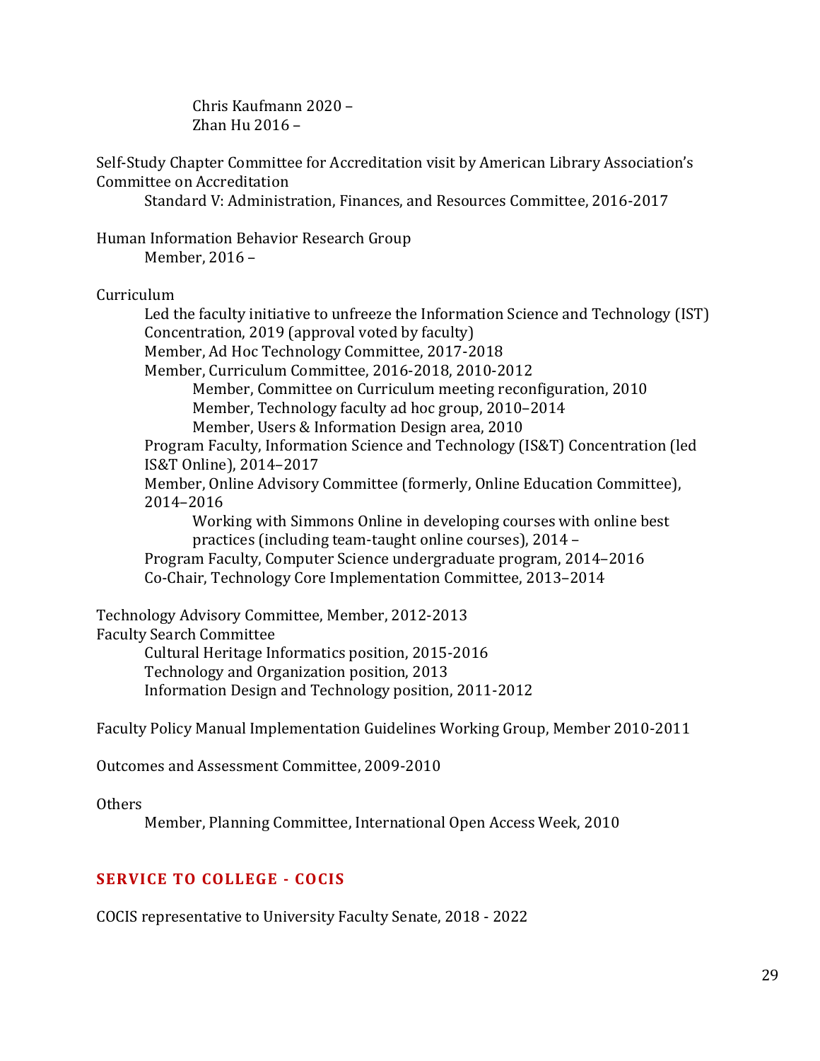Chris Kaufmann 2020 –
Zhan Hu 2016 –

Self-Study Chapter Committee for Accreditation visit by American Library Association's Committee on Accreditation

- Standard V: Administration, Finances, and Resources Committee, 2016-2017

Human Information Behavior Research Group

- Member, 2016 –

Curriculum

- Led the faculty initiative to unfreeze the Information Science and Technology (IST) Concentration, 2019 (approval voted by faculty)
- Member, Ad Hoc Technology Committee, 2017-2018
- Member, Curriculum Committee, 2016-2018, 2010-2012
  - Member, Committee on Curriculum meeting reconfiguration, 2010
  - Member, Technology faculty ad hoc group, 2010–2014
  - Member, Users & Information Design area, 2010
- Program Faculty, Information Science and Technology (IS&T) Concentration (led IS&T Online), 2014–2017
- Member, Online Advisory Committee (formerly, Online Education Committee), 2014–2016
  - Working with Simmons Online in developing courses with online best practices (including team-taught online courses), 2014 –
- Program Faculty, Computer Science undergraduate program, 2014–2016
- Co-Chair, Technology Core Implementation Committee, 2013–2014

Technology Advisory Committee, Member, 2012-2013

Faculty Search Committee

- Cultural Heritage Informatics position, 2015-2016
- Technology and Organization position, 2013
- Information Design and Technology position, 2011-2012

Faculty Policy Manual Implementation Guidelines Working Group, Member 2010-2011

Outcomes and Assessment Committee, 2009-2010

Others

- Member, Planning Committee, International Open Access Week, 2010

## SERVICE TO COLLEGE - COCIS

COCIS representative to University Faculty Senate, 2018 - 2022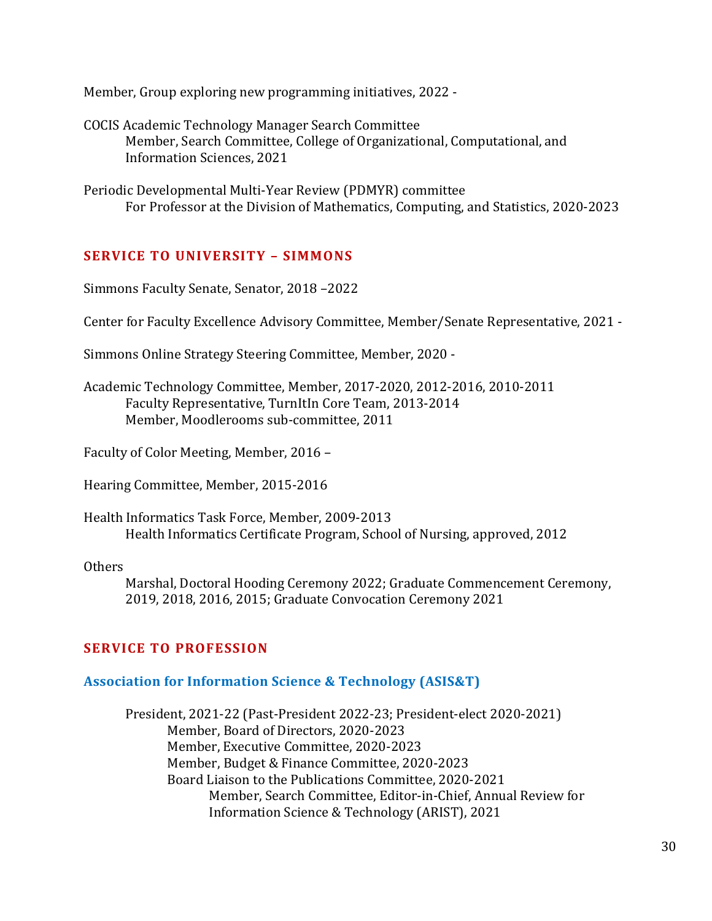Member, Group exploring new programming initiatives, 2022 -

COCIS Academic Technology Manager Search Committee
    Member, Search Committee, College of Organizational, Computational, and Information Sciences, 2021

Periodic Developmental Multi-Year Review (PDMYR) committee
    For Professor at the Division of Mathematics, Computing, and Statistics, 2020-2023

## SERVICE TO UNIVERSITY – SIMMONS

Simmons Faculty Senate, Senator, 2018 –2022

Center for Faculty Excellence Advisory Committee, Member/Senate Representative, 2021 -

Simmons Online Strategy Steering Committee, Member, 2020 -

Academic Technology Committee, Member, 2017-2020, 2012-2016, 2010-2011
    Faculty Representative, TurnItIn Core Team, 2013-2014
    Member, Moodlerooms sub-committee, 2011

Faculty of Color Meeting, Member, 2016 –

Hearing Committee, Member, 2015-2016

Health Informatics Task Force, Member, 2009-2013
    Health Informatics Certificate Program, School of Nursing, approved, 2012

Others
    Marshal, Doctoral Hooding Ceremony 2022; Graduate Commencement Ceremony, 2019, 2018, 2016, 2015; Graduate Convocation Ceremony 2021

## SERVICE TO PROFESSION

### Association for Information Science & Technology (ASIS&T)

President, 2021-22 (Past-President 2022-23; President-elect 2020-2021)
- Member, Board of Directors, 2020-2023
- Member, Executive Committee, 2020-2023
- Member, Budget & Finance Committee, 2020-2023
- Board Liaison to the Publications Committee, 2020-2021
  - Member, Search Committee, Editor-in-Chief, Annual Review for Information Science & Technology (ARIST), 2021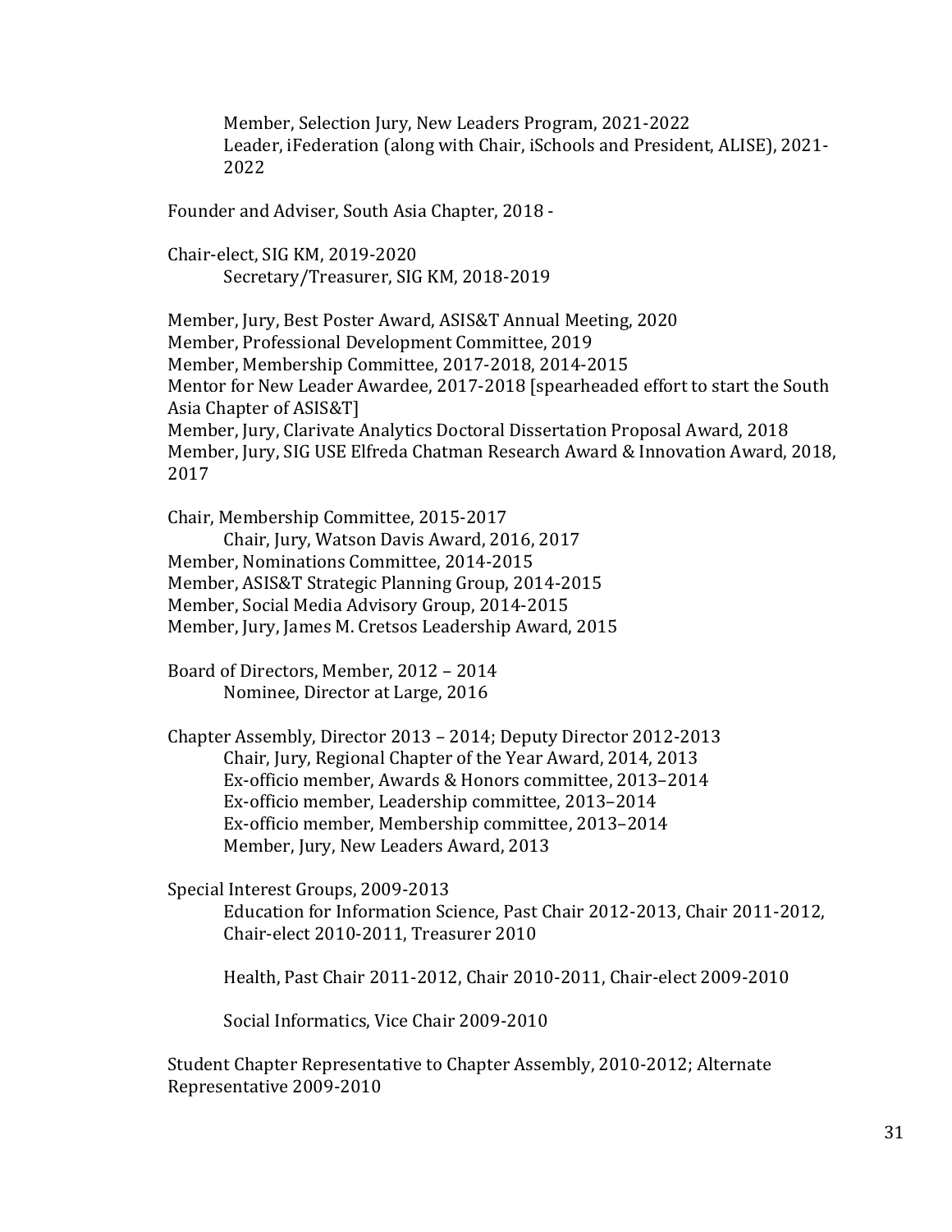Member, Selection Jury, New Leaders Program, 2021-2022
Leader, iFederation (along with Chair, iSchools and President, ALISE), 2021-2022

Founder and Adviser, South Asia Chapter, 2018 -

Chair-elect, SIG KM, 2019-2020
Secretary/Treasurer, SIG KM, 2018-2019

Member, Jury, Best Poster Award, ASIS&T Annual Meeting, 2020
Member, Professional Development Committee, 2019
Member, Membership Committee, 2017-2018, 2014-2015
Mentor for New Leader Awardee, 2017-2018 [spearheaded effort to start the South Asia Chapter of ASIS&T]
Member, Jury, Clarivate Analytics Doctoral Dissertation Proposal Award, 2018
Member, Jury, SIG USE Elfreda Chatman Research Award & Innovation Award, 2018, 2017

Chair, Membership Committee, 2015-2017
Chair, Jury, Watson Davis Award, 2016, 2017
Member, Nominations Committee, 2014-2015
Member, ASIS&T Strategic Planning Group, 2014-2015
Member, Social Media Advisory Group, 2014-2015
Member, Jury, James M. Cretsos Leadership Award, 2015

Board of Directors, Member, 2012 – 2014
Nominee, Director at Large, 2016

Chapter Assembly, Director 2013 – 2014; Deputy Director 2012-2013
Chair, Jury, Regional Chapter of the Year Award, 2014, 2013
Ex-officio member, Awards & Honors committee, 2013–2014
Ex-officio member, Leadership committee, 2013–2014
Ex-officio member, Membership committee, 2013–2014
Member, Jury, New Leaders Award, 2013

Special Interest Groups, 2009-2013
Education for Information Science, Past Chair 2012-2013, Chair 2011-2012, Chair-elect 2010-2011, Treasurer 2010

Health, Past Chair 2011-2012, Chair 2010-2011, Chair-elect 2009-2010

Social Informatics, Vice Chair 2009-2010

Student Chapter Representative to Chapter Assembly, 2010-2012; Alternate Representative 2009-2010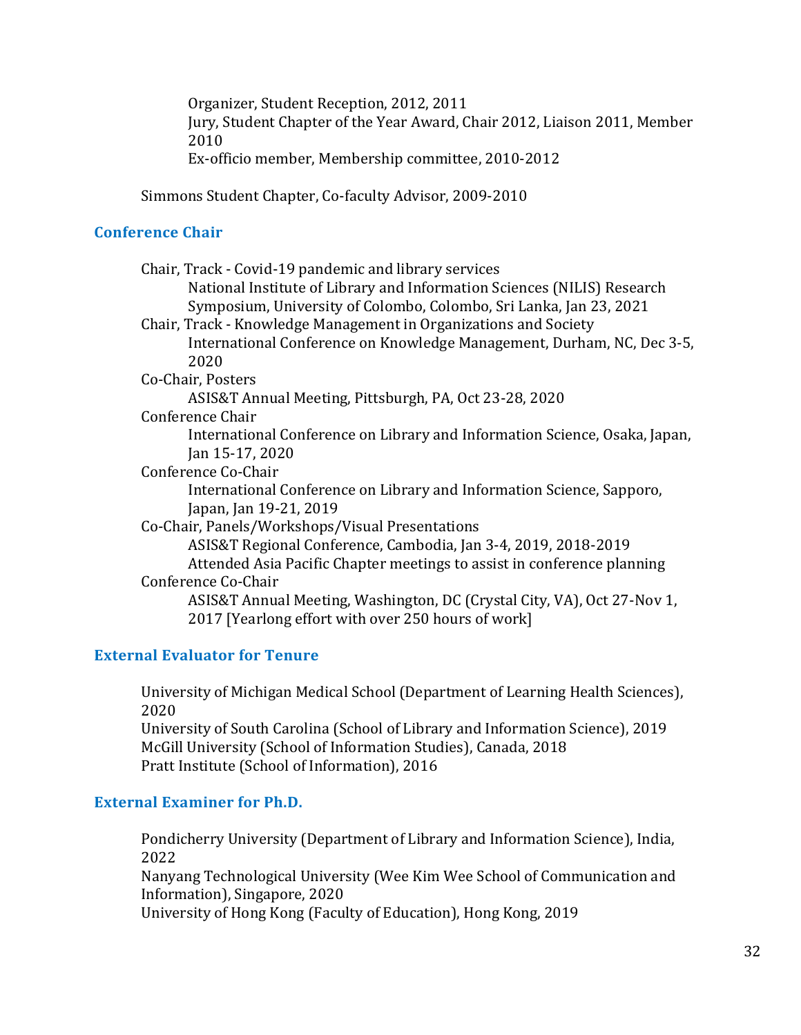Organizer, Student Reception, 2012, 2011
Jury, Student Chapter of the Year Award, Chair 2012, Liaison 2011, Member 2010
Ex-officio member, Membership committee, 2010-2012

Simmons Student Chapter, Co-faculty Advisor, 2009-2010

## Conference Chair

Chair, Track - Covid-19 pandemic and library services
National Institute of Library and Information Sciences (NILIS) Research Symposium, University of Colombo, Colombo, Sri Lanka, Jan 23, 2021

Chair, Track - Knowledge Management in Organizations and Society
International Conference on Knowledge Management, Durham, NC, Dec 3-5, 2020

Co-Chair, Posters
ASIS&T Annual Meeting, Pittsburgh, PA, Oct 23-28, 2020

Conference Chair
International Conference on Library and Information Science, Osaka, Japan, Jan 15-17, 2020

Conference Co-Chair
International Conference on Library and Information Science, Sapporo, Japan, Jan 19-21, 2019

Co-Chair, Panels/Workshops/Visual Presentations
ASIS&T Regional Conference, Cambodia, Jan 3-4, 2019, 2018-2019
Attended Asia Pacific Chapter meetings to assist in conference planning

Conference Co-Chair
ASIS&T Annual Meeting, Washington, DC (Crystal City, VA), Oct 27-Nov 1, 2017 [Yearlong effort with over 250 hours of work]

## External Evaluator for Tenure

University of Michigan Medical School (Department of Learning Health Sciences), 2020
University of South Carolina (School of Library and Information Science), 2019
McGill University (School of Information Studies), Canada, 2018
Pratt Institute (School of Information), 2016

## External Examiner for Ph.D.

Pondicherry University (Department of Library and Information Science), India, 2022
Nanyang Technological University (Wee Kim Wee School of Communication and Information), Singapore, 2020
University of Hong Kong (Faculty of Education), Hong Kong, 2019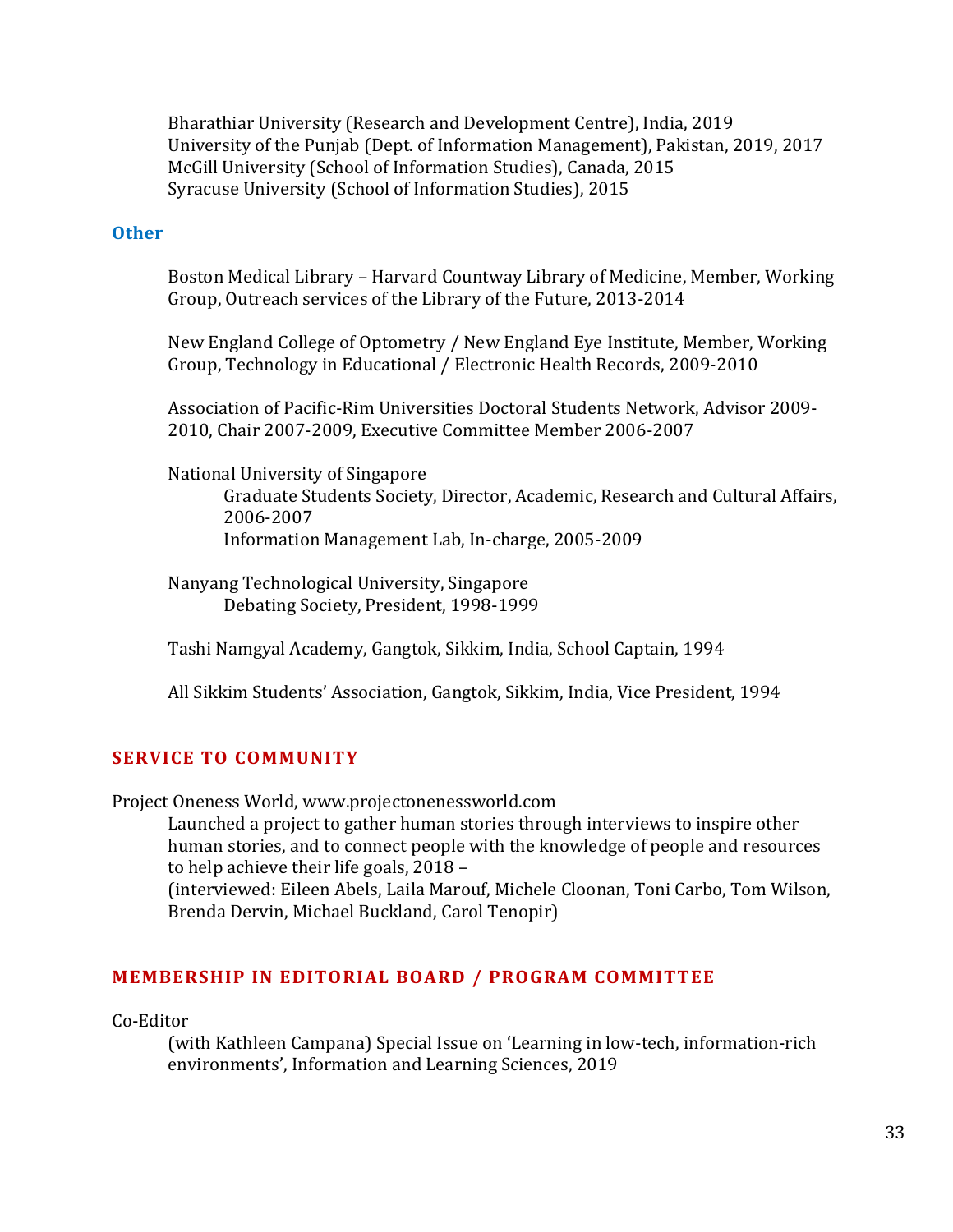Bharathiar University (Research and Development Centre), India, 2019
University of the Punjab (Dept. of Information Management), Pakistan, 2019, 2017
McGill University (School of Information Studies), Canada, 2015
Syracuse University (School of Information Studies), 2015

### Other

Boston Medical Library – Harvard Countway Library of Medicine, Member, Working Group, Outreach services of the Library of the Future, 2013-2014

New England College of Optometry / New England Eye Institute, Member, Working Group, Technology in Educational / Electronic Health Records, 2009-2010

Association of Pacific-Rim Universities Doctoral Students Network, Advisor 2009-2010, Chair 2007-2009, Executive Committee Member 2006-2007

National University of Singapore
Graduate Students Society, Director, Academic, Research and Cultural Affairs, 2006-2007
Information Management Lab, In-charge, 2005-2009

Nanyang Technological University, Singapore
Debating Society, President, 1998-1999

Tashi Namgyal Academy, Gangtok, Sikkim, India, School Captain, 1994

All Sikkim Students' Association, Gangtok, Sikkim, India, Vice President, 1994

## SERVICE TO COMMUNITY

Project Oneness World, www.projectonenessworld.com
Launched a project to gather human stories through interviews to inspire other human stories, and to connect people with the knowledge of people and resources to help achieve their life goals, 2018 –
(interviewed: Eileen Abels, Laila Marouf, Michele Cloonan, Toni Carbo, Tom Wilson, Brenda Dervin, Michael Buckland, Carol Tenopir)

## MEMBERSHIP IN EDITORIAL BOARD / PROGRAM COMMITTEE

Co-Editor
(with Kathleen Campana) Special Issue on 'Learning in low-tech, information-rich environments', Information and Learning Sciences, 2019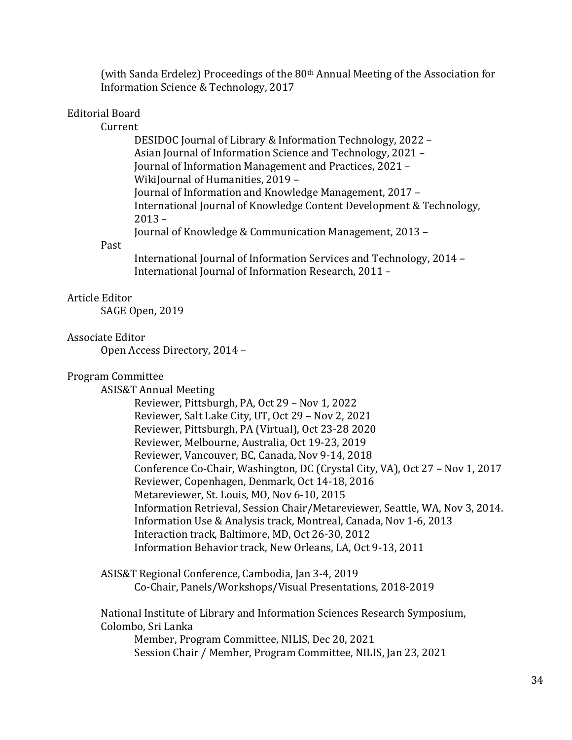(with Sanda Erdelez) Proceedings of the 80th Annual Meeting of the Association for Information Science & Technology, 2017

Editorial Board

- Current
  - DESIDOC Journal of Library & Information Technology, 2022 –
  - Asian Journal of Information Science and Technology, 2021 –
  - Journal of Information Management and Practices, 2021 –
  - WikiJournal of Humanities, 2019 –
  - Journal of Information and Knowledge Management, 2017 –
  - International Journal of Knowledge Content Development & Technology, 2013 –
  - Journal of Knowledge & Communication Management, 2013 –
- Past
  - International Journal of Information Services and Technology, 2014 –
  - International Journal of Information Research, 2011 –

Article Editor

- SAGE Open, 2019

Associate Editor

- Open Access Directory, 2014 –

Program Committee

- ASIS&T Annual Meeting
  - Reviewer, Pittsburgh, PA, Oct 29 – Nov 1, 2022
  - Reviewer, Salt Lake City, UT, Oct 29 – Nov 2, 2021
  - Reviewer, Pittsburgh, PA (Virtual), Oct 23-28 2020
  - Reviewer, Melbourne, Australia, Oct 19-23, 2019
  - Reviewer, Vancouver, BC, Canada, Nov 9-14, 2018
  - Conference Co-Chair, Washington, DC (Crystal City, VA), Oct 27 – Nov 1, 2017
  - Reviewer, Copenhagen, Denmark, Oct 14-18, 2016
  - Metareviewer, St. Louis, MO, Nov 6-10, 2015
  - Information Retrieval, Session Chair/Metareviewer, Seattle, WA, Nov 3, 2014.
  - Information Use & Analysis track, Montreal, Canada, Nov 1-6, 2013
  - Interaction track, Baltimore, MD, Oct 26-30, 2012
  - Information Behavior track, New Orleans, LA, Oct 9-13, 2011

- ASIS&T Regional Conference, Cambodia, Jan 3-4, 2019
  - Co-Chair, Panels/Workshops/Visual Presentations, 2018-2019

- National Institute of Library and Information Sciences Research Symposium, Colombo, Sri Lanka
  - Member, Program Committee, NILIS, Dec 20, 2021
  - Session Chair / Member, Program Committee, NILIS, Jan 23, 2021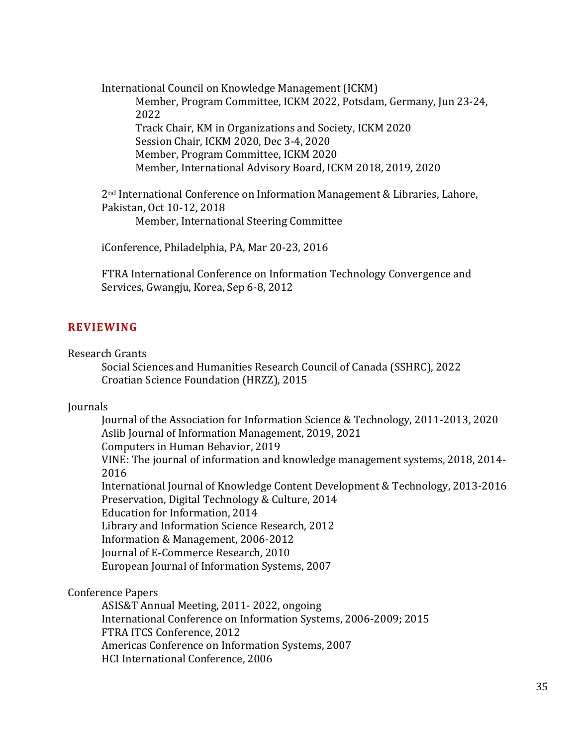International Council on Knowledge Management (ICKM)

- Member, Program Committee, ICKM 2022, Potsdam, Germany, Jun 23-24, 2022
- Track Chair, KM in Organizations and Society, ICKM 2020
- Session Chair, ICKM 2020, Dec 3-4, 2020
- Member, Program Committee, ICKM 2020
- Member, International Advisory Board, ICKM 2018, 2019, 2020

2nd International Conference on Information Management & Libraries, Lahore, Pakistan, Oct 10-12, 2018

- Member, International Steering Committee

iConference, Philadelphia, PA, Mar 20-23, 2016

FTRA International Conference on Information Technology Convergence and Services, Gwangju, Korea, Sep 6-8, 2012

## REVIEWING

Research Grants

- Social Sciences and Humanities Research Council of Canada (SSHRC), 2022
- Croatian Science Foundation (HRZZ), 2015

Journals

- Journal of the Association for Information Science & Technology, 2011-2013, 2020
- Aslib Journal of Information Management, 2019, 2021
- Computers in Human Behavior, 2019
- VINE: The journal of information and knowledge management systems, 2018, 2014-2016
- International Journal of Knowledge Content Development & Technology, 2013-2016
- Preservation, Digital Technology & Culture, 2014
- Education for Information, 2014
- Library and Information Science Research, 2012
- Information & Management, 2006-2012
- Journal of E-Commerce Research, 2010
- European Journal of Information Systems, 2007

Conference Papers

- ASIS&T Annual Meeting, 2011- 2022, ongoing
- International Conference on Information Systems, 2006-2009; 2015
- FTRA ITCS Conference, 2012
- Americas Conference on Information Systems, 2007
- HCI International Conference, 2006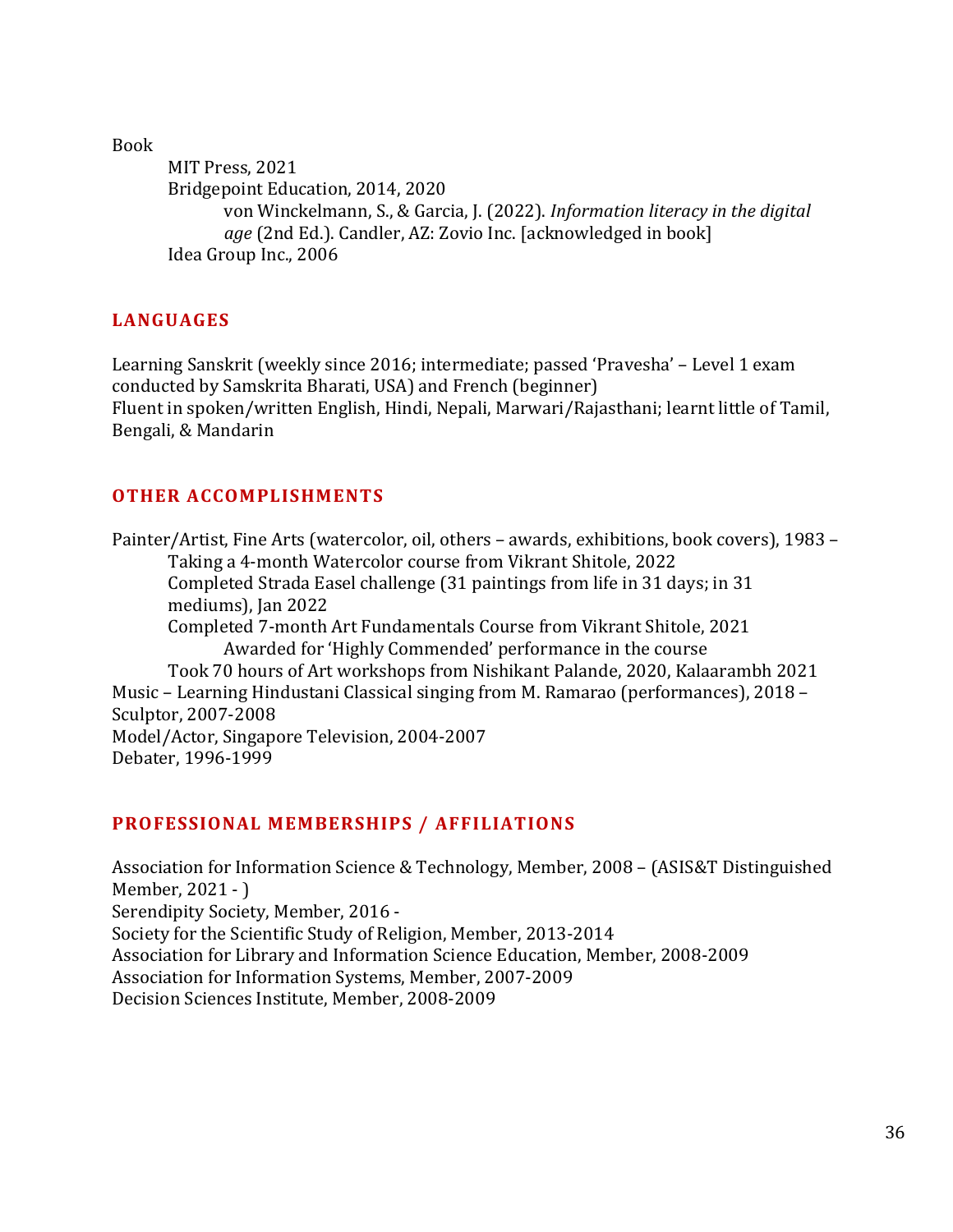Book

MIT Press, 2021

Bridgepoint Education, 2014, 2020

von Winckelmann, S., & Garcia, J. (2022). *Information literacy in the digital age* (2nd Ed.). Candler, AZ: Zovio Inc. [acknowledged in book]

Idea Group Inc., 2006

## LANGUAGES

Learning Sanskrit (weekly since 2016; intermediate; passed 'Pravesha' – Level 1 exam conducted by Samskrita Bharati, USA) and French (beginner)
Fluent in spoken/written English, Hindi, Nepali, Marwari/Rajasthani; learnt little of Tamil, Bengali, & Mandarin

## OTHER ACCOMPLISHMENTS

Painter/Artist, Fine Arts (watercolor, oil, others – awards, exhibitions, book covers), 1983 –

- Taking a 4-month Watercolor course from Vikrant Shitole, 2022
- Completed Strada Easel challenge (31 paintings from life in 31 days; in 31 mediums), Jan 2022
- Completed 7-month Art Fundamentals Course from Vikrant Shitole, 2021
  - Awarded for 'Highly Commended' performance in the course
- Took 70 hours of Art workshops from Nishikant Palande, 2020, Kalaarambh 2021

Music – Learning Hindustani Classical singing from M. Ramarao (performances), 2018 –
Sculptor, 2007-2008
Model/Actor, Singapore Television, 2004-2007
Debater, 1996-1999

## PROFESSIONAL MEMBERSHIPS / AFFILIATIONS

Association for Information Science & Technology, Member, 2008 – (ASIS&T Distinguished Member, 2021 - )
Serendipity Society, Member, 2016 -
Society for the Scientific Study of Religion, Member, 2013-2014
Association for Library and Information Science Education, Member, 2008-2009
Association for Information Systems, Member, 2007-2009
Decision Sciences Institute, Member, 2008-2009